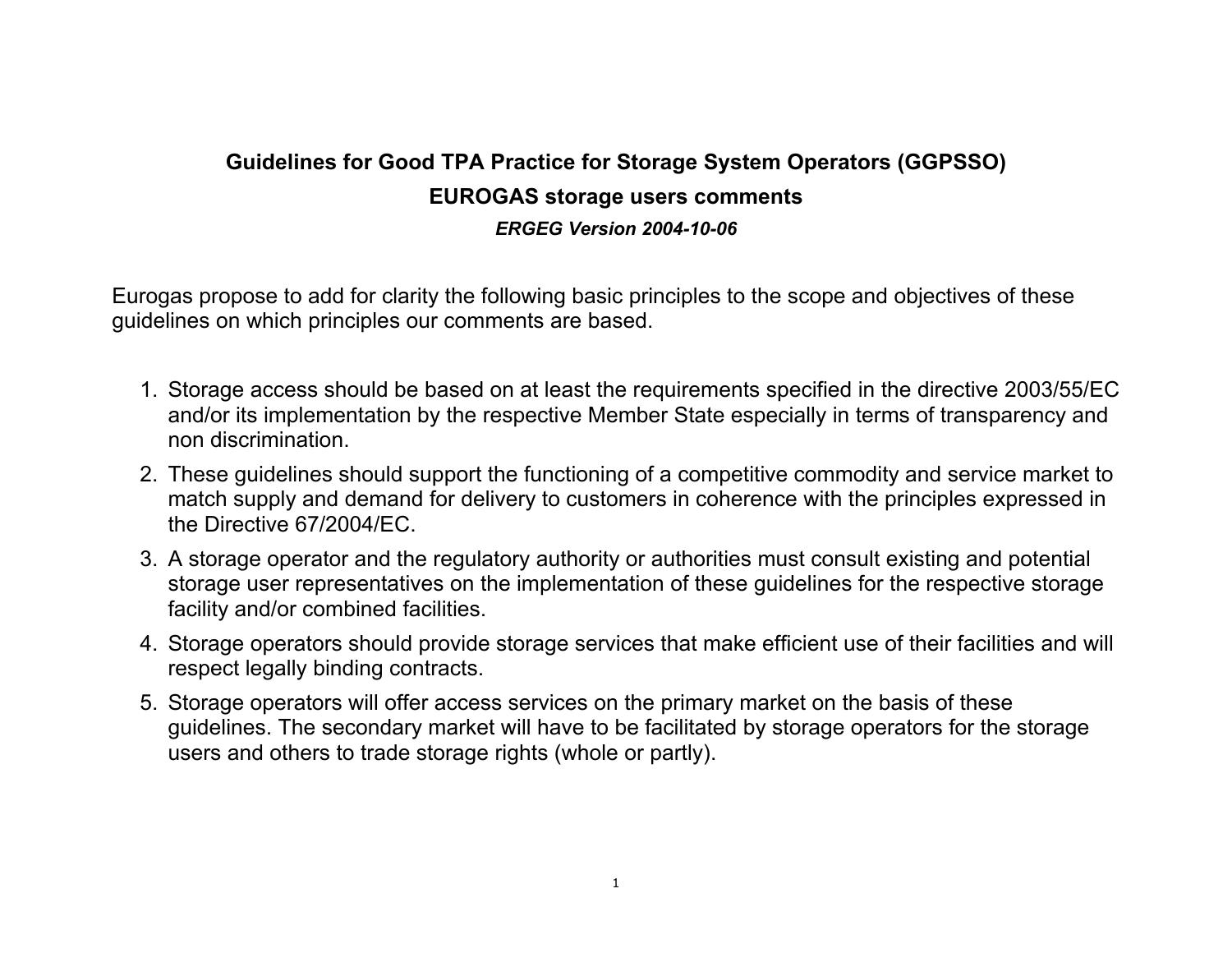# Guidelines for Good TPA Practice for Storage System Operators (GGPSSO)

## EUROGAS storage users comments

***ERGEG Version 2004-10-06***

Eurogas propose to add for clarity the following basic principles to the scope and objectives of these guidelines on which principles our comments are based.

1. Storage access should be based on at least the requirements specified in the directive 2003/55/EC and/or its implementation by the respective Member State especially in terms of transparency and non discrimination.
2. These guidelines should support the functioning of a competitive commodity and service market to match supply and demand for delivery to customers in coherence with the principles expressed in the Directive 67/2004/EC.
3. A storage operator and the regulatory authority or authorities must consult existing and potential storage user representatives on the implementation of these guidelines for the respective storage facility and/or combined facilities.
4. Storage operators should provide storage services that make efficient use of their facilities and will respect legally binding contracts.
5. Storage operators will offer access services on the primary market on the basis of these guidelines. The secondary market will have to be facilitated by storage operators for the storage users and others to trade storage rights (whole or partly).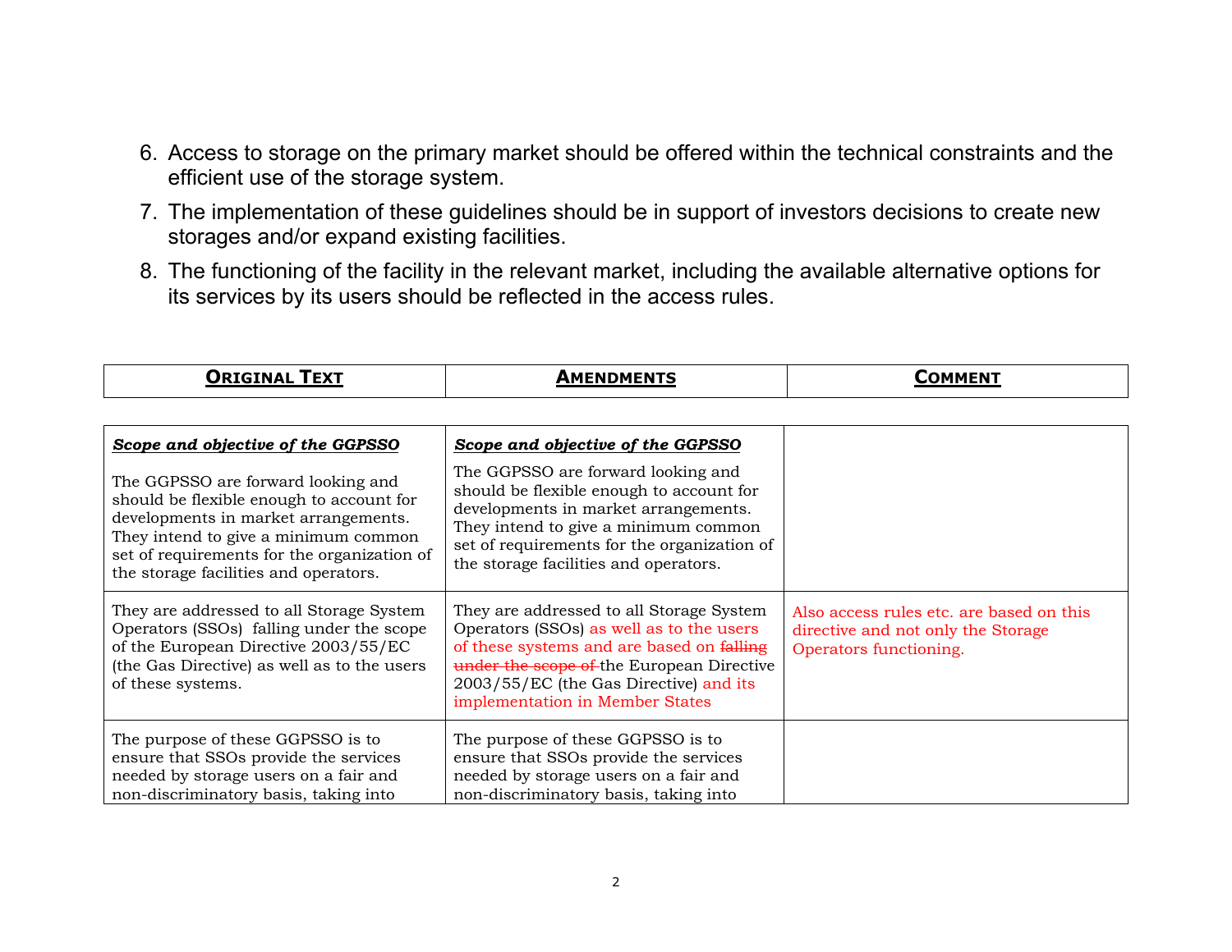6. Access to storage on the primary market should be offered within the technical constraints and the efficient use of the storage system.
7. The implementation of these guidelines should be in support of investors decisions to create new storages and/or expand existing facilities.
8. The functioning of the facility in the relevant market, including the available alternative options for its services by its users should be reflected in the access rules.

| **Original Text** | **Amendments** | **Comment** |
|---|---|---|
| ***Scope and objective of the GGPSSO***<br><br>The GGPSSO are forward looking and should be flexible enough to account for developments in market arrangements. They intend to give a minimum common set of requirements for the organization of the storage facilities and operators. | ***Scope and objective of the GGPSSO***<br><br>The GGPSSO are forward looking and should be flexible enough to account for developments in market arrangements. They intend to give a minimum common set of requirements for the organization of the storage facilities and operators. | |
| They are addressed to all Storage System Operators (SSOs) falling under the scope of the European Directive 2003/55/EC (the Gas Directive) as well as to the users of these systems. | They are addressed to all Storage System Operators (SSOs) as well as to the users of these systems and are based on ~~falling under the scope of~~ the European Directive 2003/55/EC (the Gas Directive) and its implementation in Member States | Also access rules etc. are based on this directive and not only the Storage Operators functioning. |
| The purpose of these GGPSSO is to ensure that SSOs provide the services needed by storage users on a fair and non-discriminatory basis, taking into | The purpose of these GGPSSO is to ensure that SSOs provide the services needed by storage users on a fair and non-discriminatory basis, taking into | |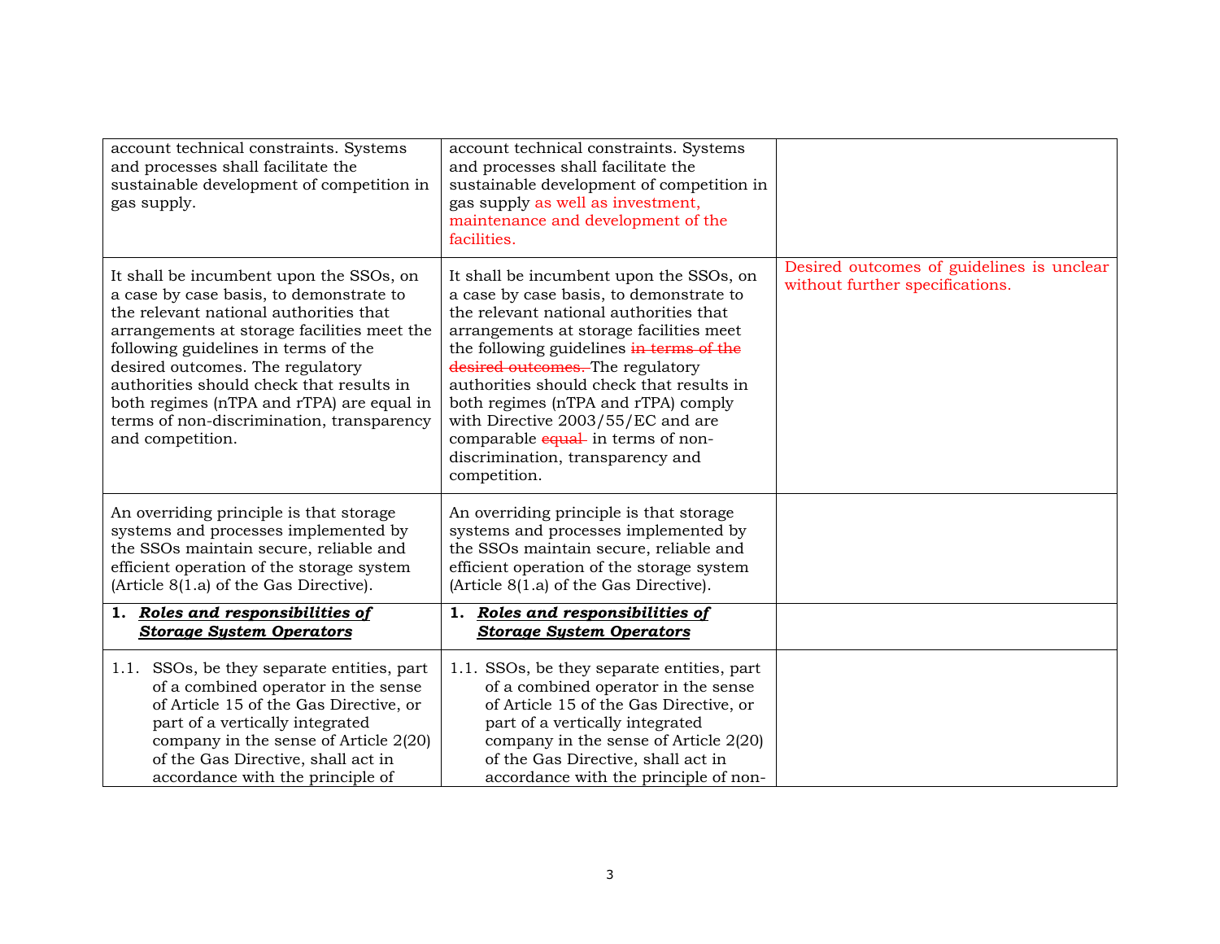| | | |
|---|---|---|
| account technical constraints. Systems and processes shall facilitate the sustainable development of competition in gas supply. | account technical constraints. Systems and processes shall facilitate the sustainable development of competition in gas supply as well as investment, maintenance and development of the facilities. | |
| It shall be incumbent upon the SSOs, on a case by case basis, to demonstrate to the relevant national authorities that arrangements at storage facilities meet the following guidelines in terms of the desired outcomes. The regulatory authorities should check that results in both regimes (nTPA and rTPA) are equal in terms of non-discrimination, transparency and competition. | It shall be incumbent upon the SSOs, on a case by case basis, to demonstrate to the relevant national authorities that arrangements at storage facilities meet the following guidelines ~~in terms of the desired outcomes.~~ The regulatory authorities should check that results in both regimes (nTPA and rTPA) comply with Directive 2003/55/EC and are comparable ~~equal~~ in terms of non-discrimination, transparency and competition. | Desired outcomes of guidelines is unclear without further specifications. |
| An overriding principle is that storage systems and processes implemented by the SSOs maintain secure, reliable and efficient operation of the storage system (Article 8(1.a) of the Gas Directive). | An overriding principle is that storage systems and processes implemented by the SSOs maintain secure, reliable and efficient operation of the storage system (Article 8(1.a) of the Gas Directive). | |
| **1. *Roles and responsibilities of Storage System Operators*** | **1. *Roles and responsibilities of Storage System Operators*** | |
| 1.1. SSOs, be they separate entities, part of a combined operator in the sense of Article 15 of the Gas Directive, or part of a vertically integrated company in the sense of Article 2(20) of the Gas Directive, shall act in accordance with the principle of | 1.1. SSOs, be they separate entities, part of a combined operator in the sense of Article 15 of the Gas Directive, or part of a vertically integrated company in the sense of Article 2(20) of the Gas Directive, shall act in accordance with the principle of non- | |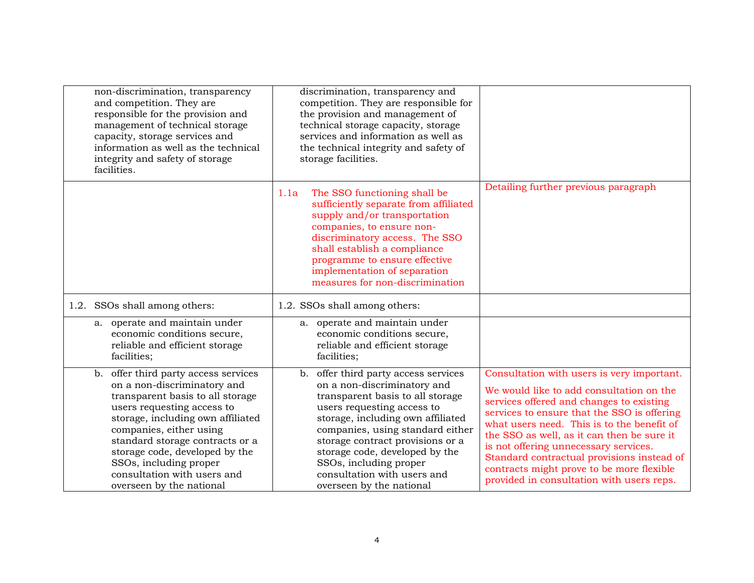| | | |
|---|---|---|
| non-discrimination, transparency and competition. They are responsible for the provision and management of technical storage capacity, storage services and information as well as the technical integrity and safety of storage facilities. | discrimination, transparency and competition. They are responsible for the provision and management of technical storage capacity, storage services and information as well as the technical integrity and safety of storage facilities. | |
| | 1.1a The SSO functioning shall be sufficiently separate from affiliated supply and/or transportation companies, to ensure non-discriminatory access. The SSO shall establish a compliance programme to ensure effective implementation of separation measures for non-discrimination | Detailing further previous paragraph |
| 1.2. SSOs shall among others: | 1.2. SSOs shall among others: | |
| a. operate and maintain under economic conditions secure, reliable and efficient storage facilities; | a. operate and maintain under economic conditions secure, reliable and efficient storage facilities; | |
| b. offer third party access services on a non-discriminatory and transparent basis to all storage users requesting access to storage, including own affiliated companies, either using standard storage contracts or a storage code, developed by the SSOs, including proper consultation with users and overseen by the national | b. offer third party access services on a non-discriminatory and transparent basis to all storage users requesting access to storage, including own affiliated companies, using standard either storage contract provisions or a storage code, developed by the SSOs, including proper consultation with users and overseen by the national | Consultation with users is very important.<br><br>We would like to add consultation on the services offered and changes to existing services to ensure that the SSO is offering what users need. This is to the benefit of the SSO as well, as it can then be sure it is not offering unnecessary services. Standard contractual provisions instead of contracts might prove to be more flexible provided in consultation with users reps. |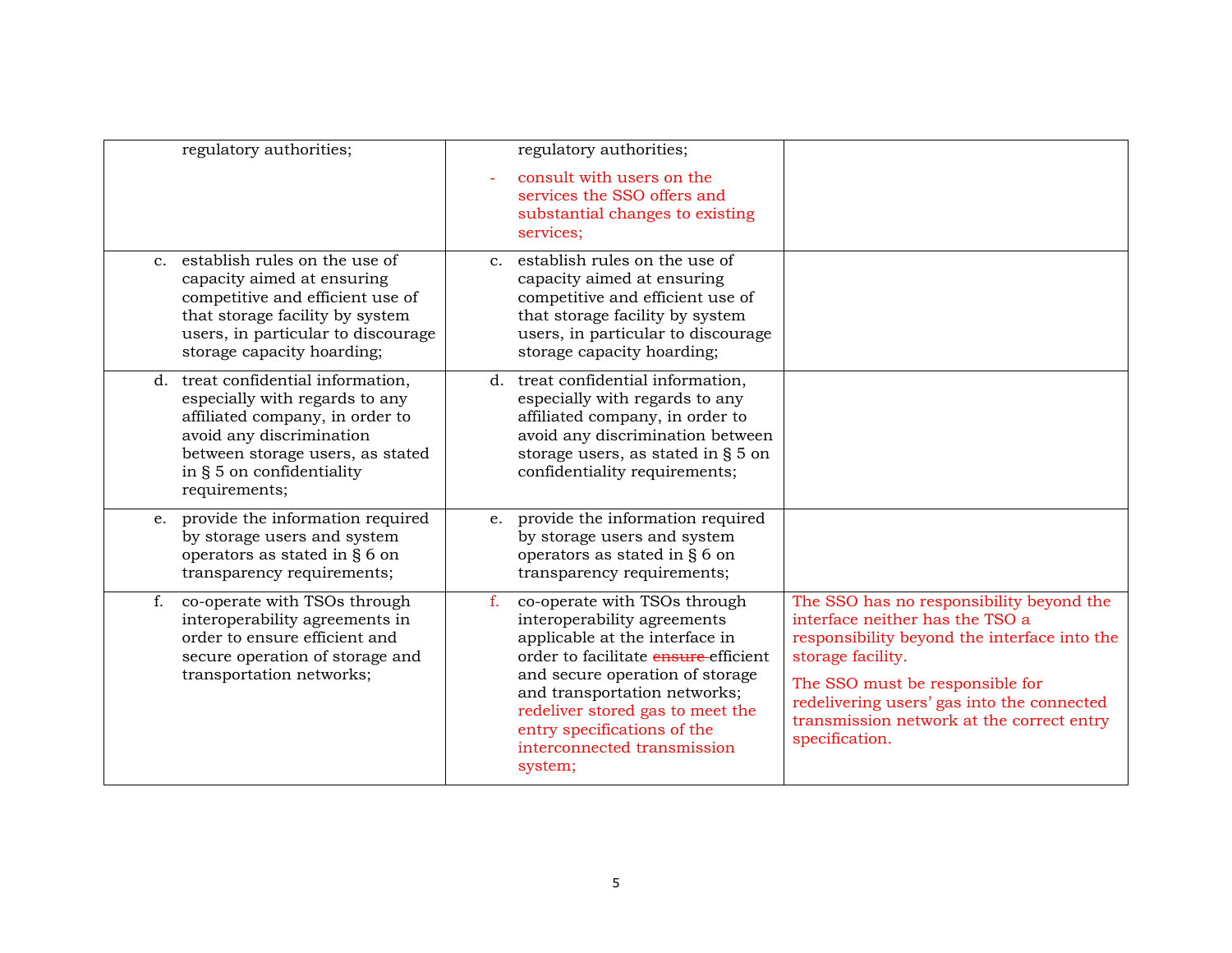| | | |
|---|---|---|
| regulatory authorities; | regulatory authorities;<br>- consult with users on the services the SSO offers and substantial changes to existing services; | |
| c. establish rules on the use of capacity aimed at ensuring competitive and efficient use of that storage facility by system users, in particular to discourage storage capacity hoarding; | c. establish rules on the use of capacity aimed at ensuring competitive and efficient use of that storage facility by system users, in particular to discourage storage capacity hoarding; | |
| d. treat confidential information, especially with regards to any affiliated company, in order to avoid any discrimination between storage users, as stated in § 5 on confidentiality requirements; | d. treat confidential information, especially with regards to any affiliated company, in order to avoid any discrimination between storage users, as stated in § 5 on confidentiality requirements; | |
| e. provide the information required by storage users and system operators as stated in § 6 on transparency requirements; | e. provide the information required by storage users and system operators as stated in § 6 on transparency requirements; | |
| f. co-operate with TSOs through interoperability agreements in order to ensure efficient and secure operation of storage and transportation networks; | f. co-operate with TSOs through interoperability agreements applicable at the interface in order to facilitate ~~ensure~~ efficient and secure operation of storage and transportation networks; redeliver stored gas to meet the entry specifications of the interconnected transmission system; | The SSO has no responsibility beyond the interface neither has the TSO a responsibility beyond the interface into the storage facility.<br>The SSO must be responsible for redelivering users' gas into the connected transmission network at the correct entry specification. |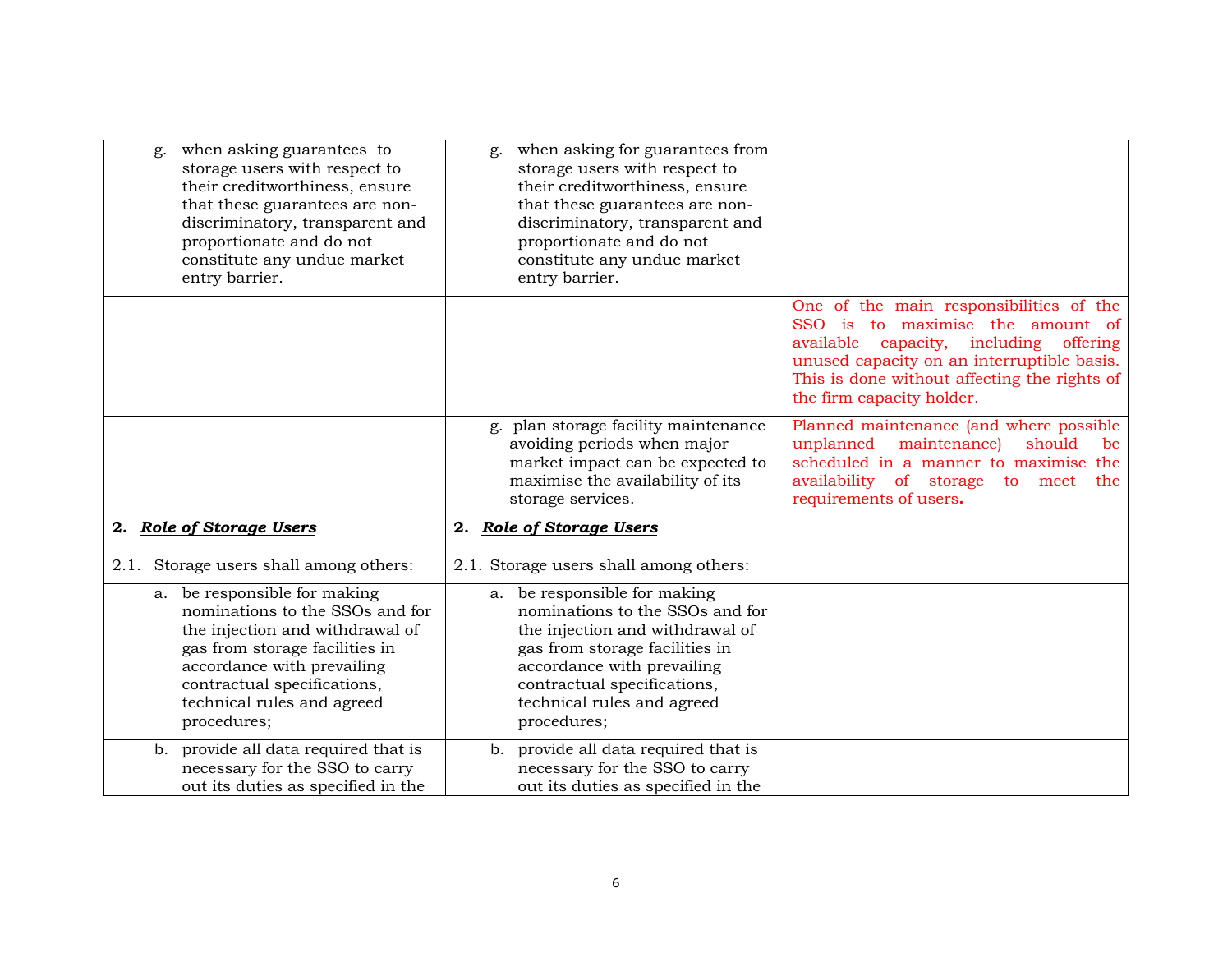| | | |
|---|---|---|
| g. when asking guarantees to storage users with respect to their creditworthiness, ensure that these guarantees are non-discriminatory, transparent and proportionate and do not constitute any undue market entry barrier. | g. when asking for guarantees from storage users with respect to their creditworthiness, ensure that these guarantees are non-discriminatory, transparent and proportionate and do not constitute any undue market entry barrier. | |
| | | One of the main responsibilities of the SSO is to maximise the amount of available capacity, including offering unused capacity on an interruptible basis. This is done without affecting the rights of the firm capacity holder. |
| | g. plan storage facility maintenance avoiding periods when major market impact can be expected to maximise the availability of its storage services. | Planned maintenance (and where possible unplanned maintenance) should be scheduled in a manner to maximise the availability of storage to meet the requirements of users**.** |
| **2. *Role of Storage Users*** | **2. *Role of Storage Users*** | |
| 2.1. Storage users shall among others: | 2.1. Storage users shall among others: | |
| a. be responsible for making nominations to the SSOs and for the injection and withdrawal of gas from storage facilities in accordance with prevailing contractual specifications, technical rules and agreed procedures; | a. be responsible for making nominations to the SSOs and for the injection and withdrawal of gas from storage facilities in accordance with prevailing contractual specifications, technical rules and agreed procedures; | |
| b. provide all data required that is necessary for the SSO to carry out its duties as specified in the | b. provide all data required that is necessary for the SSO to carry out its duties as specified in the | |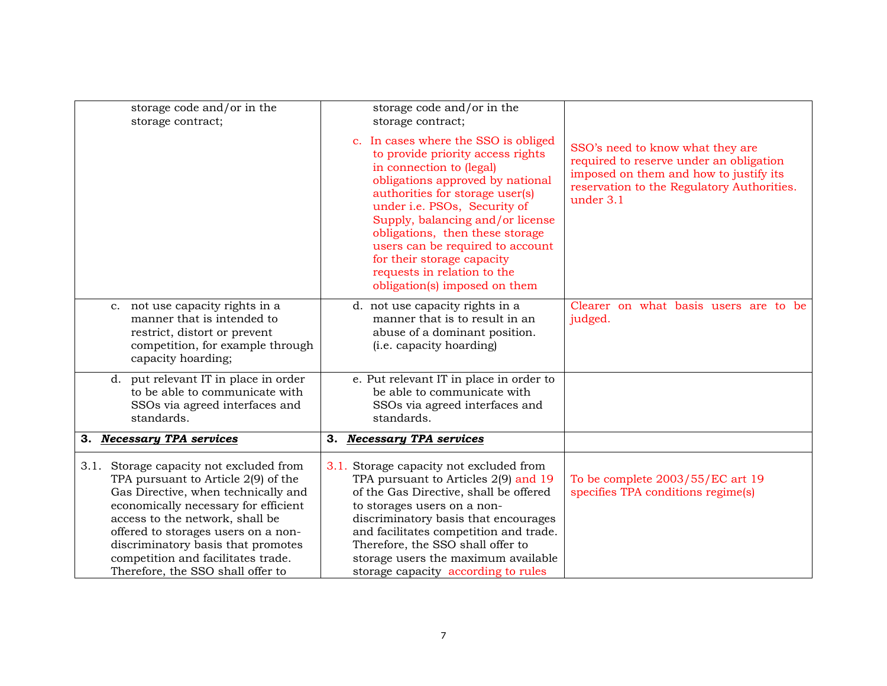| | | |
|---|---|---|
| storage code and/or in the storage contract; | storage code and/or in the storage contract;<br><br>c. In cases where the SSO is obliged to provide priority access rights in connection to (legal) obligations approved by national authorities for storage user(s) under i.e. PSOs, Security of Supply, balancing and/or license obligations, then these storage users can be required to account for their storage capacity requests in relation to the obligation(s) imposed on them | SSO's need to know what they are required to reserve under an obligation imposed on them and how to justify its reservation to the Regulatory Authorities. under 3.1 |
| c. not use capacity rights in a manner that is intended to restrict, distort or prevent competition, for example through capacity hoarding; | d. not use capacity rights in a manner that is to result in an abuse of a dominant position. (i.e. capacity hoarding) | Clearer on what basis users are to be judged. |
| d. put relevant IT in place in order to be able to communicate with SSOs via agreed interfaces and standards. | e. Put relevant IT in place in order to be able to communicate with SSOs via agreed interfaces and standards. | |
| **3. *Necessary TPA services*** | **3. *Necessary TPA services*** | |
| 3.1. Storage capacity not excluded from TPA pursuant to Article 2(9) of the Gas Directive, when technically and economically necessary for efficient access to the network, shall be offered to storages users on a non-discriminatory basis that promotes competition and facilitates trade. Therefore, the SSO shall offer to | 3.1. Storage capacity not excluded from TPA pursuant to Articles 2(9) and 19 of the Gas Directive, shall be offered to storages users on a non-discriminatory basis that encourages and facilitates competition and trade. Therefore, the SSO shall offer to storage users the maximum available storage capacity according to rules | To be complete 2003/55/EC art 19 specifies TPA conditions regime(s) |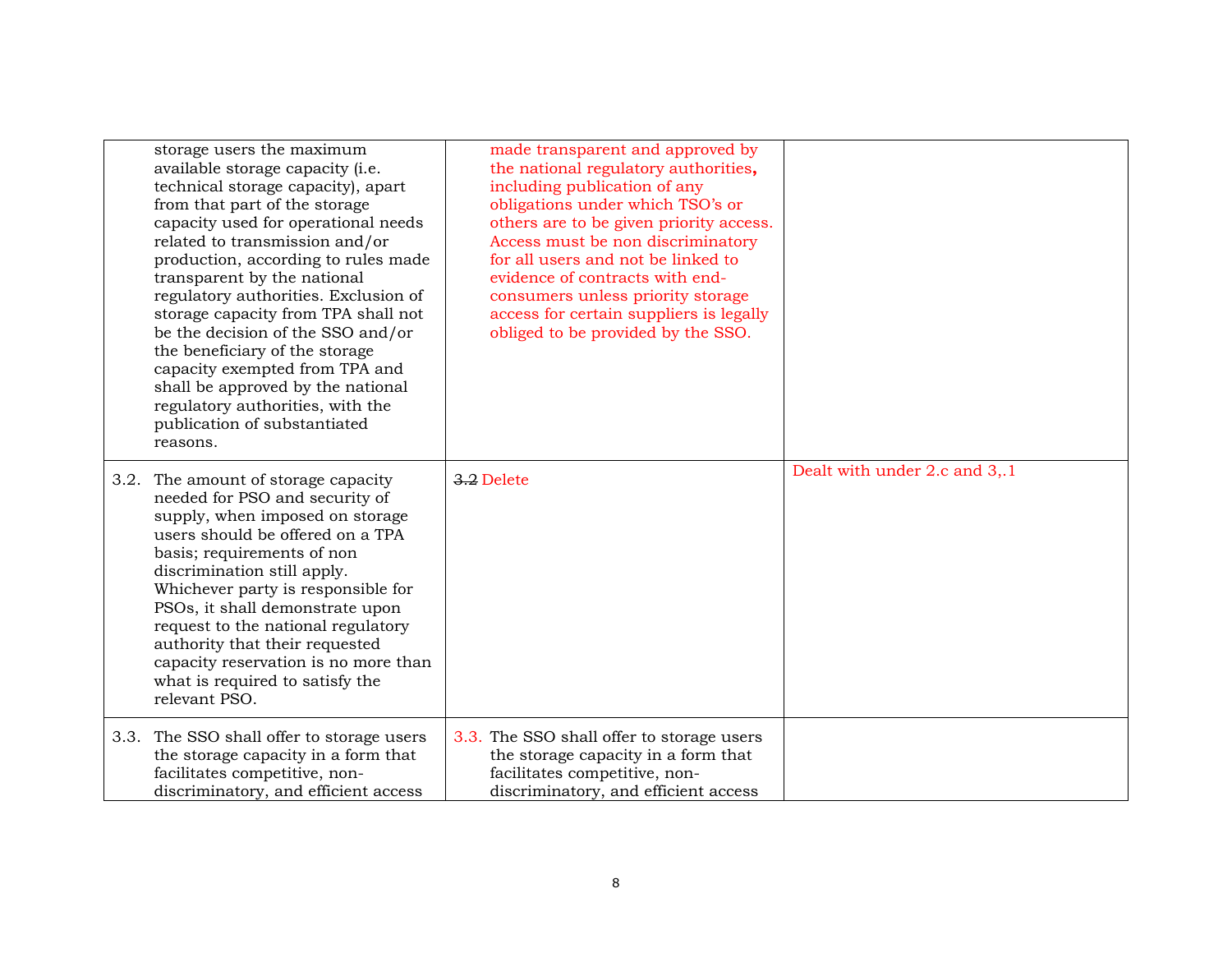| | | |
|---|---|---|
| storage users the maximum available storage capacity (i.e. technical storage capacity), apart from that part of the storage capacity used for operational needs related to transmission and/or production, according to rules made transparent by the national regulatory authorities. Exclusion of storage capacity from TPA shall not be the decision of the SSO and/or the beneficiary of the storage capacity exempted from TPA and shall be approved by the national regulatory authorities, with the publication of substantiated reasons. | made transparent and approved by the national regulatory authorities**,** including publication of any obligations under which TSO's or others are to be given priority access. Access must be non discriminatory for all users and not be linked to evidence of contracts with end-consumers unless priority storage access for certain suppliers is legally obliged to be provided by the SSO. | |
| 3.2. The amount of storage capacity needed for PSO and security of supply, when imposed on storage users should be offered on a TPA basis; requirements of non discrimination still apply. Whichever party is responsible for PSOs, it shall demonstrate upon request to the national regulatory authority that their requested capacity reservation is no more than what is required to satisfy the relevant PSO. | ~~3.2~~ Delete | Dealt with under 2.c and 3,.1 |
| 3.3. The SSO shall offer to storage users the storage capacity in a form that facilitates competitive, non-discriminatory, and efficient access | 3.3. The SSO shall offer to storage users the storage capacity in a form that facilitates competitive, non-discriminatory, and efficient access | |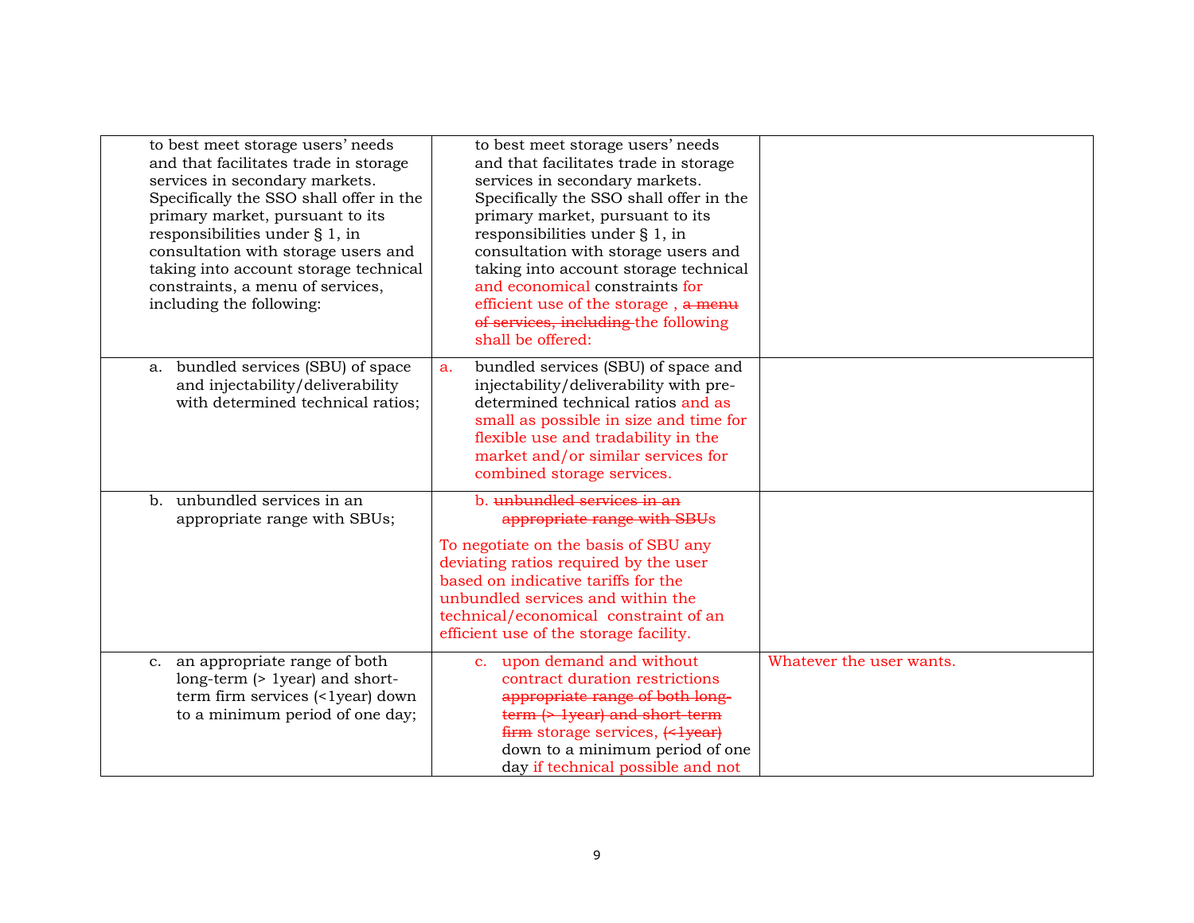| | | |
|---|---|---|
| to best meet storage users' needs and that facilitates trade in storage services in secondary markets. Specifically the SSO shall offer in the primary market, pursuant to its responsibilities under § 1, in consultation with storage users and taking into account storage technical constraints, a menu of services, including the following: | to best meet storage users' needs and that facilitates trade in storage services in secondary markets. Specifically the SSO shall offer in the primary market, pursuant to its responsibilities under § 1, in consultation with storage users and taking into account storage technical and economical constraints for efficient use of the storage , ~~a menu of services, including~~ the following shall be offered: | |
| a. bundled services (SBU) of space and injectability/deliverability with determined technical ratios; | a. bundled services (SBU) of space and injectability/deliverability with pre-determined technical ratios and as small as possible in size and time for flexible use and tradability in the market and/or similar services for combined storage services. | |
| b. unbundled services in an appropriate range with SBUs; | b. ~~unbundled services in an appropriate range with SBUs~~<br><br>To negotiate on the basis of SBU any deviating ratios required by the user based on indicative tariffs for the unbundled services and within the technical/economical constraint of an efficient use of the storage facility. | |
| c. an appropriate range of both long-term (> 1year) and short-term firm services (<1year) down to a minimum period of one day; | c. upon demand and without contract duration restrictions ~~appropriate range of both long-term (> 1year) and short-term firm~~ storage services, ~~(<1year)~~ down to a minimum period of one day if technical possible and not | Whatever the user wants. |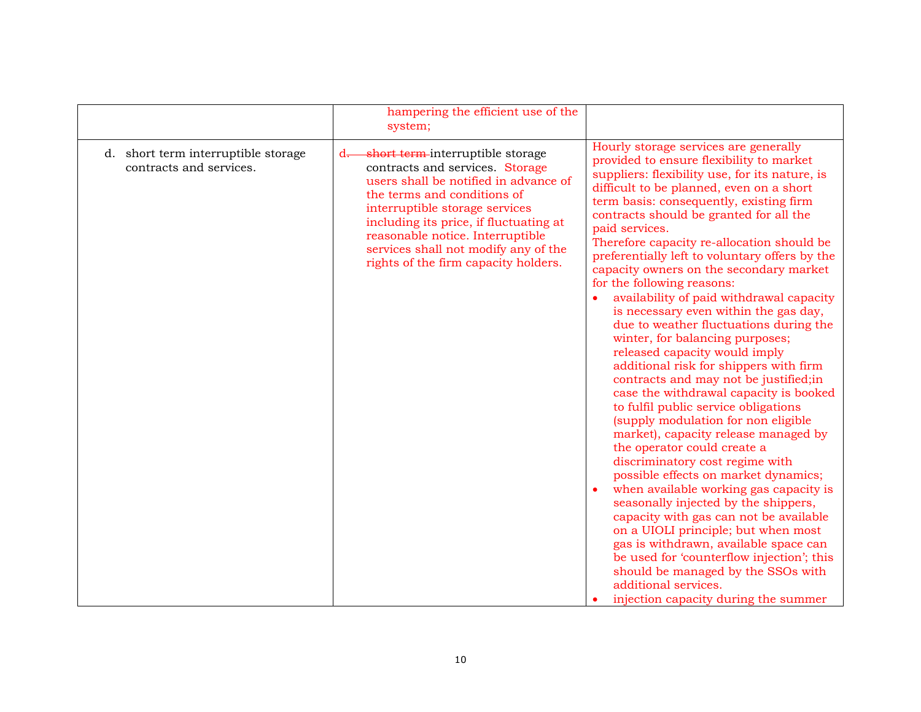| | | |
|---|---|---|
| | hampering the efficient use of the system; | |
| d. short term interruptible storage contracts and services. | d. ~~short term~~ interruptible storage contracts and services. Storage users shall be notified in advance of the terms and conditions of interruptible storage services including its price, if fluctuating at reasonable notice. Interruptible services shall not modify any of the rights of the firm capacity holders. | Hourly storage services are generally provided to ensure flexibility to market suppliers: flexibility use, for its nature, is difficult to be planned, even on a short term basis: consequently, existing firm contracts should be granted for all the paid services.<br>Therefore capacity re-allocation should be preferentially left to voluntary offers by the capacity owners on the secondary market for the following reasons:<br>• availability of paid withdrawal capacity is necessary even within the gas day, due to weather fluctuations during the winter, for balancing purposes; released capacity would imply additional risk for shippers with firm contracts and may not be justified;in case the withdrawal capacity is booked to fulfil public service obligations (supply modulation for non eligible market), capacity release managed by the operator could create a discriminatory cost regime with possible effects on market dynamics;<br>• when available working gas capacity is seasonally injected by the shippers, capacity with gas can not be available on a UIOLI principle; but when most gas is withdrawn, available space can be used for 'counterflow injection'; this should be managed by the SSOs with additional services.<br>• injection capacity during the summer |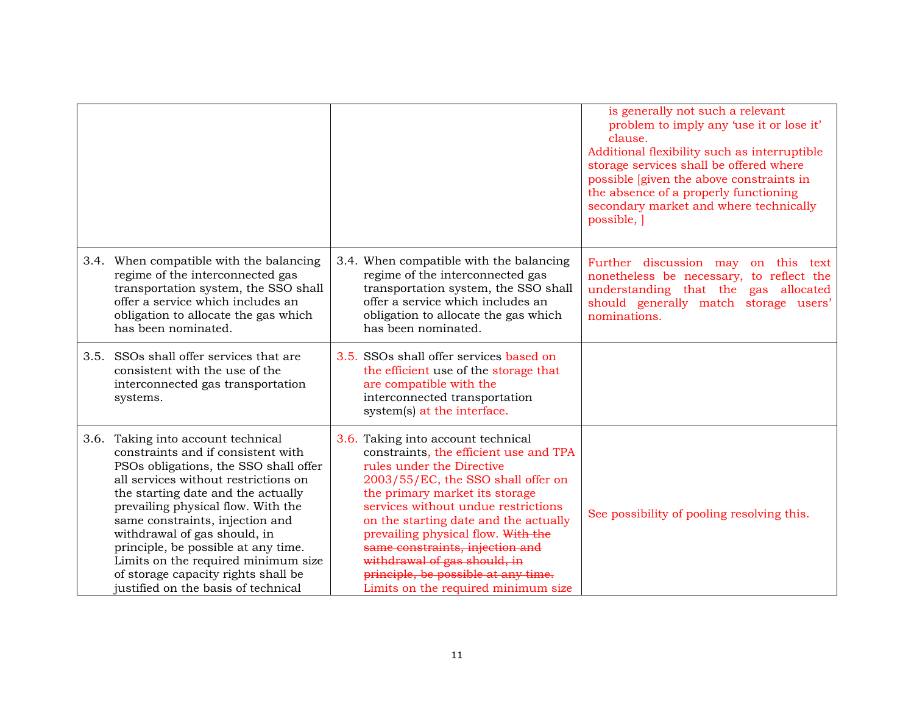| | | |
|---|---|---|
| | | is generally not such a relevant problem to imply any 'use it or lose it' clause.<br>Additional flexibility such as interruptible storage services shall be offered where possible [given the above constraints in the absence of a properly functioning secondary market and where technically possible, ] |
| 3.4. When compatible with the balancing regime of the interconnected gas transportation system, the SSO shall offer a service which includes an obligation to allocate the gas which has been nominated. | 3.4. When compatible with the balancing regime of the interconnected gas transportation system, the SSO shall offer a service which includes an obligation to allocate the gas which has been nominated. | Further discussion may on this text nonetheless be necessary, to reflect the understanding that the gas allocated should generally match storage users' nominations. |
| 3.5. SSOs shall offer services that are consistent with the use of the interconnected gas transportation systems. | 3.5. SSOs shall offer services based on the efficient use of the storage that are compatible with the interconnected transportation system(s) at the interface. | |
| 3.6. Taking into account technical constraints and if consistent with PSOs obligations, the SSO shall offer all services without restrictions on the starting date and the actually prevailing physical flow. With the same constraints, injection and withdrawal of gas should, in principle, be possible at any time. Limits on the required minimum size of storage capacity rights shall be justified on the basis of technical | 3.6. Taking into account technical constraints, the efficient use and TPA rules under the Directive 2003/55/EC, the SSO shall offer on the primary market its storage services without undue restrictions on the starting date and the actually prevailing physical flow. ~~With the same constraints, injection and withdrawal of gas should, in principle, be possible at any time.~~ Limits on the required minimum size | See possibility of pooling resolving this. |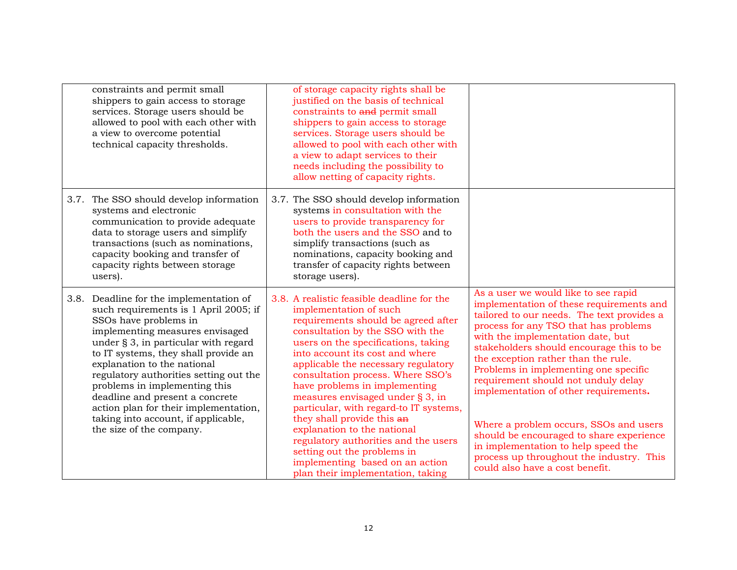| | | |
|---|---|---|
| constraints and permit small shippers to gain access to storage services. Storage users should be allowed to pool with each other with a view to overcome potential technical capacity thresholds. | of storage capacity rights shall be justified on the basis of technical constraints to ~~and~~ permit small shippers to gain access to storage services. Storage users should be allowed to pool with each other with a view to adapt services to their needs including the possibility to allow netting of capacity rights. | |
| 3.7. The SSO should develop information systems and electronic communication to provide adequate data to storage users and simplify transactions (such as nominations, capacity booking and transfer of capacity rights between storage users). | 3.7. The SSO should develop information systems in consultation with the users to provide transparency for both the users and the SSO and to simplify transactions (such as nominations, capacity booking and transfer of capacity rights between storage users). | |
| 3.8. Deadline for the implementation of such requirements is 1 April 2005; if SSOs have problems in implementing measures envisaged under § 3, in particular with regard to IT systems, they shall provide an explanation to the national regulatory authorities setting out the problems in implementing this deadline and present a concrete action plan for their implementation, taking into account, if applicable, the size of the company. | 3.8. A realistic feasible deadline for the implementation of such requirements should be agreed after consultation by the SSO with the users on the specifications, taking into account its cost and where applicable the necessary regulatory consultation process. Where SSO's have problems in implementing measures envisaged under § 3, in particular, with regard-to IT systems, they shall provide this ~~an~~ explanation to the national regulatory authorities and the users setting out the problems in implementing based on an action plan their implementation, taking | As a user we would like to see rapid implementation of these requirements and tailored to our needs. The text provides a process for any TSO that has problems with the implementation date, but stakeholders should encourage this to be the exception rather than the rule. Problems in implementing one specific requirement should not unduly delay implementation of other requirements.<br><br>Where a problem occurs, SSOs and users should be encouraged to share experience in implementation to help speed the process up throughout the industry. This could also have a cost benefit. |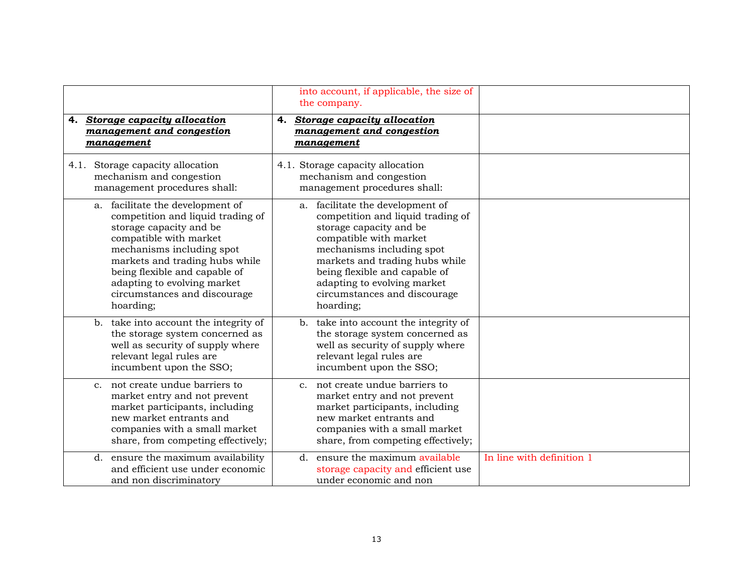| | | |
|---|---|---|
| | into account, if applicable, the size of the company. | |
| **4. *Storage capacity allocation management and congestion management*** | **4. *Storage capacity allocation management and congestion management*** | |
| 4.1. Storage capacity allocation mechanism and congestion management procedures shall: | 4.1. Storage capacity allocation mechanism and congestion management procedures shall: | |
| a. facilitate the development of competition and liquid trading of storage capacity and be compatible with market mechanisms including spot markets and trading hubs while being flexible and capable of adapting to evolving market circumstances and discourage hoarding; | a. facilitate the development of competition and liquid trading of storage capacity and be compatible with market mechanisms including spot markets and trading hubs while being flexible and capable of adapting to evolving market circumstances and discourage hoarding; | |
| b. take into account the integrity of the storage system concerned as well as security of supply where relevant legal rules are incumbent upon the SSO; | b. take into account the integrity of the storage system concerned as well as security of supply where relevant legal rules are incumbent upon the SSO; | |
| c. not create undue barriers to market entry and not prevent market participants, including new market entrants and companies with a small market share, from competing effectively; | c. not create undue barriers to market entry and not prevent market participants, including new market entrants and companies with a small market share, from competing effectively; | |
| d. ensure the maximum availability and efficient use under economic and non discriminatory | d. ensure the maximum available storage capacity and efficient use under economic and non | In line with definition 1 |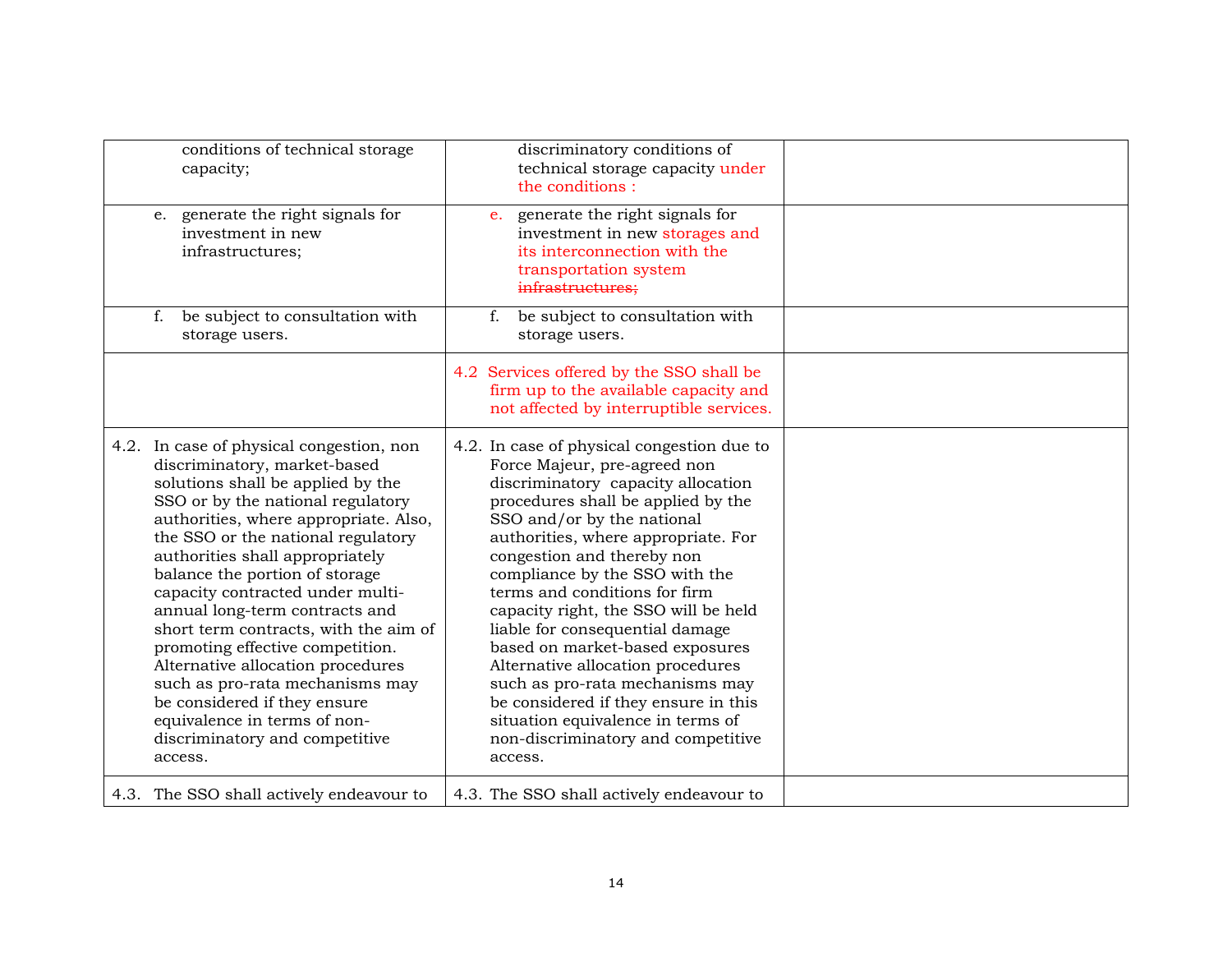| | | |
|---|---|---|
| conditions of technical storage capacity; | discriminatory conditions of technical storage capacity under the conditions : | |
| e. generate the right signals for investment in new infrastructures; | e. generate the right signals for investment in new storages and its interconnection with the transportation system ~~infrastructures;~~ | |
| f. be subject to consultation with storage users. | f. be subject to consultation with storage users. | |
| | 4.2 Services offered by the SSO shall be firm up to the available capacity and not affected by interruptible services. | |
| 4.2. In case of physical congestion, non discriminatory, market-based solutions shall be applied by the SSO or by the national regulatory authorities, where appropriate. Also, the SSO or the national regulatory authorities shall appropriately balance the portion of storage capacity contracted under multi-annual long-term contracts and short term contracts, with the aim of promoting effective competition. Alternative allocation procedures such as pro-rata mechanisms may be considered if they ensure equivalence in terms of non-discriminatory and competitive access. | 4.2. In case of physical congestion due to Force Majeur, pre-agreed non discriminatory capacity allocation procedures shall be applied by the SSO and/or by the national authorities, where appropriate. For congestion and thereby non compliance by the SSO with the terms and conditions for firm capacity right, the SSO will be held liable for consequential damage based on market-based exposures Alternative allocation procedures such as pro-rata mechanisms may be considered if they ensure in this situation equivalence in terms of non-discriminatory and competitive access. | |
| 4.3. The SSO shall actively endeavour to | 4.3. The SSO shall actively endeavour to | |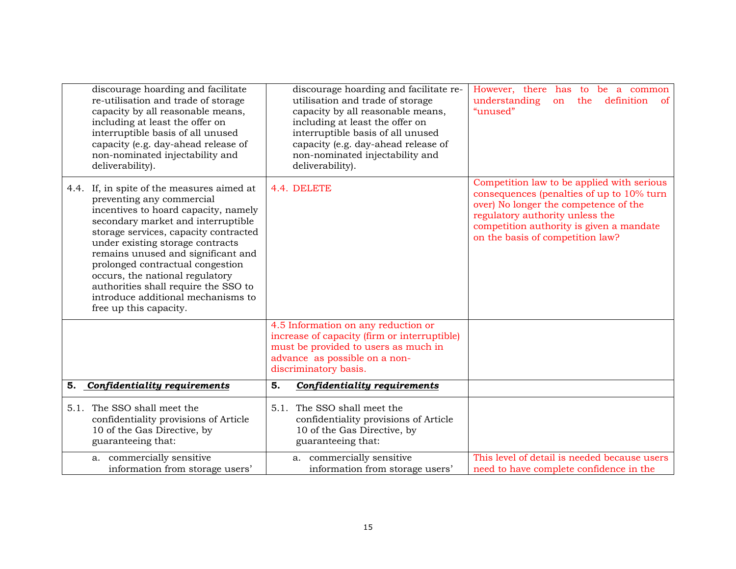| | | |
|---|---|---|
| discourage hoarding and facilitate re-utilisation and trade of storage capacity by all reasonable means, including at least the offer on interruptible basis of all unused capacity (e.g. day-ahead release of non-nominated injectability and deliverability). | discourage hoarding and facilitate re-utilisation and trade of storage capacity by all reasonable means, including at least the offer on interruptible basis of all unused capacity (e.g. day-ahead release of non-nominated injectability and deliverability). | However, there has to be a common understanding on the definition of "unused" |
| 4.4. If, in spite of the measures aimed at preventing any commercial incentives to hoard capacity, namely secondary market and interruptible storage services, capacity contracted under existing storage contracts remains unused and significant and prolonged contractual congestion occurs, the national regulatory authorities shall require the SSO to introduce additional mechanisms to free up this capacity. | 4.4. DELETE | Competition law to be applied with serious consequences (penalties of up to 10% turn over) No longer the competence of the regulatory authority unless the competition authority is given a mandate on the basis of competition law? |
| | 4.5 Information on any reduction or increase of capacity (firm or interruptible) must be provided to users as much in advance as possible on a non-discriminatory basis. | |
| **5. *Confidentiality requirements*** | **5. *Confidentiality requirements*** | |
| 5.1. The SSO shall meet the confidentiality provisions of Article 10 of the Gas Directive, by guaranteeing that: | 5.1. The SSO shall meet the confidentiality provisions of Article 10 of the Gas Directive, by guaranteeing that: | |
| a. commercially sensitive information from storage users' | a. commercially sensitive information from storage users' | This level of detail is needed because users need to have complete confidence in the |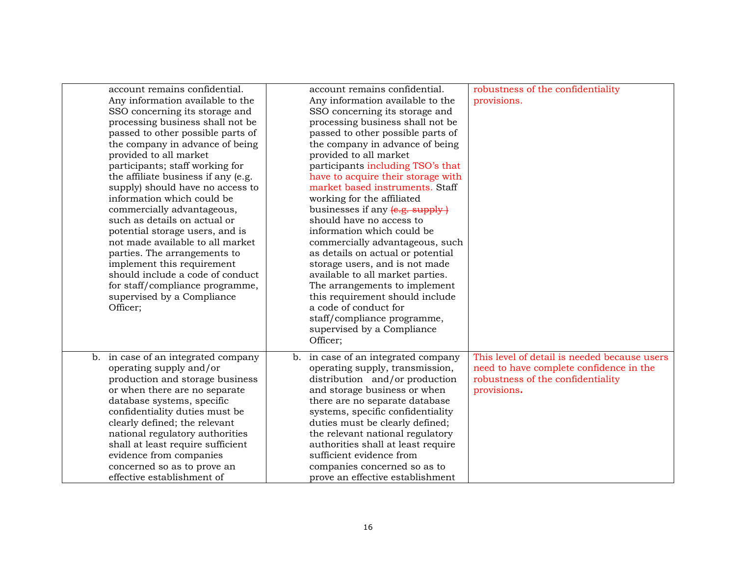| | | |
|---|---|---|
| account remains confidential. Any information available to the SSO concerning its storage and processing business shall not be passed to other possible parts of the company in advance of being provided to all market participants; staff working for the affiliate business if any (e.g. supply) should have no access to information which could be commercially advantageous, such as details on actual or potential storage users, and is not made available to all market parties. The arrangements to implement this requirement should include a code of conduct for staff/compliance programme, supervised by a Compliance Officer; | account remains confidential. Any information available to the SSO concerning its storage and processing business shall not be passed to other possible parts of the company in advance of being provided to all market participants including TSO's that have to acquire their storage with market based instruments. Staff working for the affiliated businesses if any ~~(e.g. supply )~~ should have no access to information which could be commercially advantageous, such as details on actual or potential storage users, and is not made available to all market parties. The arrangements to implement this requirement should include a code of conduct for staff/compliance programme, supervised by a Compliance Officer; | robustness of the confidentiality provisions. |
| b. in case of an integrated company operating supply and/or production and storage business or when there are no separate database systems, specific confidentiality duties must be clearly defined; the relevant national regulatory authorities shall at least require sufficient evidence from companies concerned so as to prove an effective establishment of | b. in case of an integrated company operating supply, transmission, distribution and/or production and storage business or when there are no separate database systems, specific confidentiality duties must be clearly defined; the relevant national regulatory authorities shall at least require sufficient evidence from companies concerned so as to prove an effective establishment | This level of detail is needed because users need to have complete confidence in the robustness of the confidentiality provisions. |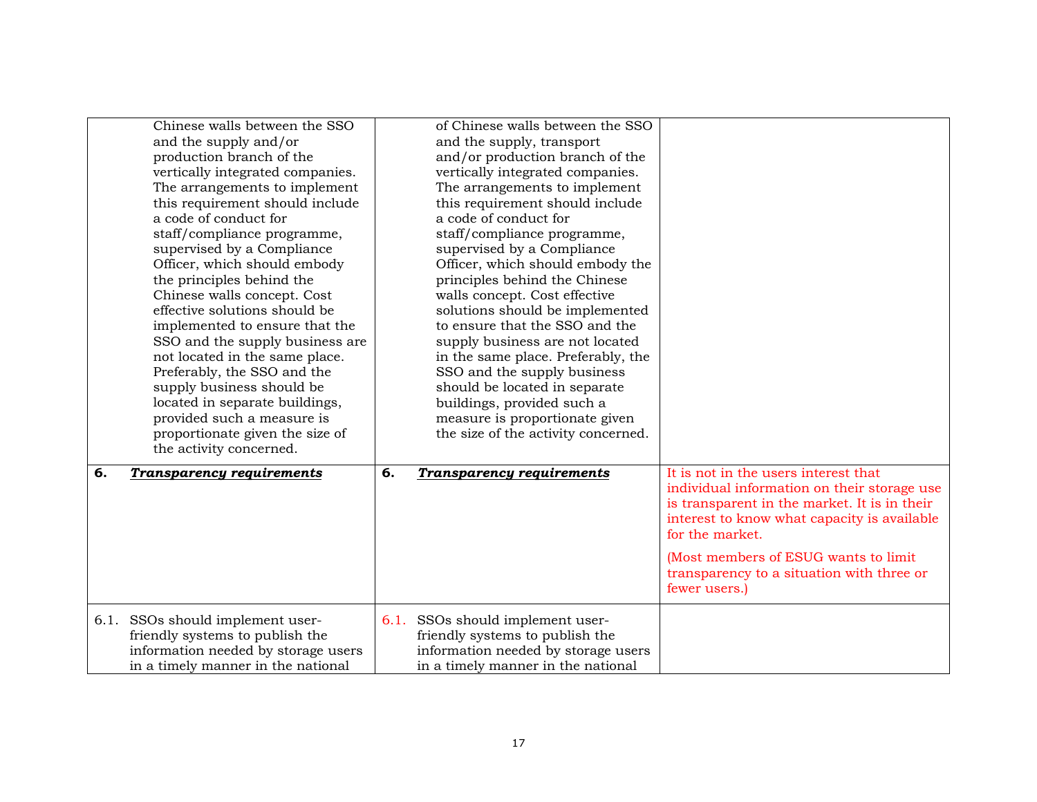| | | |
|---|---|---|
| Chinese walls between the SSO and the supply and/or production branch of the vertically integrated companies. The arrangements to implement this requirement should include a code of conduct for staff/compliance programme, supervised by a Compliance Officer, which should embody the principles behind the Chinese walls concept. Cost effective solutions should be implemented to ensure that the SSO and the supply business are not located in the same place. Preferably, the SSO and the supply business should be located in separate buildings, provided such a measure is proportionate given the size of the activity concerned. | of Chinese walls between the SSO and the supply, transport and/or production branch of the vertically integrated companies. The arrangements to implement this requirement should include a code of conduct for staff/compliance programme, supervised by a Compliance Officer, which should embody the principles behind the Chinese walls concept. Cost effective solutions should be implemented to ensure that the SSO and the supply business are not located in the same place. Preferably, the SSO and the supply business should be located in separate buildings, provided such a measure is proportionate given the size of the activity concerned. | |
| **6.** ***Transparency requirements*** | **6.** ***Transparency requirements*** | It is not in the users interest that individual information on their storage use is transparent in the market. It is in their interest to know what capacity is available for the market. <br><br> (Most members of ESUG wants to limit transparency to a situation with three or fewer users.) |
| 6.1. SSOs should implement user-friendly systems to publish the information needed by storage users in a timely manner in the national | 6.1. SSOs should implement user-friendly systems to publish the information needed by storage users in a timely manner in the national | |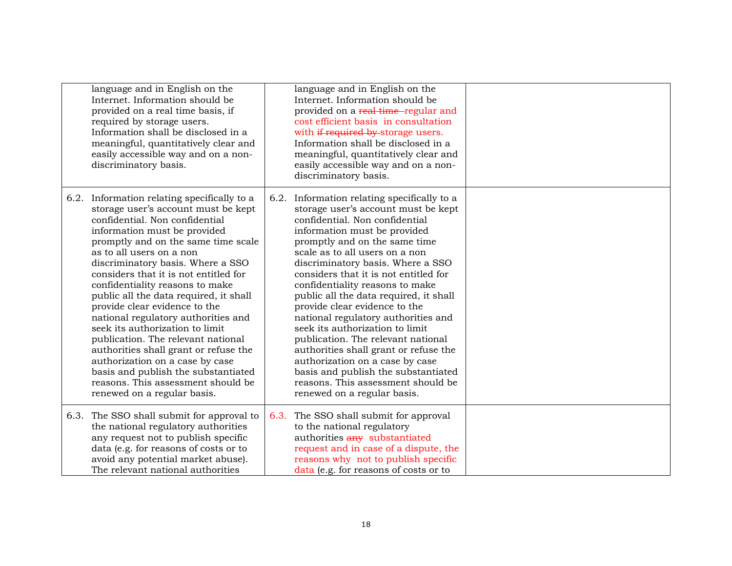| | | |
|---|---|---|
| language and in English on the Internet. Information should be provided on a real time basis, if required by storage users. Information shall be disclosed in a meaningful, quantitatively clear and easily accessible way and on a non-discriminatory basis. | language and in English on the Internet. Information should be provided on a ~~real time~~ regular and cost efficient basis in consultation with ~~if required by~~ storage users. Information shall be disclosed in a meaningful, quantitatively clear and easily accessible way and on a non-discriminatory basis. | |
| 6.2. Information relating specifically to a storage user's account must be kept confidential. Non confidential information must be provided promptly and on the same time scale as to all users on a non discriminatory basis. Where a SSO considers that it is not entitled for confidentiality reasons to make public all the data required, it shall provide clear evidence to the national regulatory authorities and seek its authorization to limit publication. The relevant national authorities shall grant or refuse the authorization on a case by case basis and publish the substantiated reasons. This assessment should be renewed on a regular basis. | 6.2. Information relating specifically to a storage user's account must be kept confidential. Non confidential information must be provided promptly and on the same time scale as to all users on a non discriminatory basis. Where a SSO considers that it is not entitled for confidentiality reasons to make public all the data required, it shall provide clear evidence to the national regulatory authorities and seek its authorization to limit publication. The relevant national authorities shall grant or refuse the authorization on a case by case basis and publish the substantiated reasons. This assessment should be renewed on a regular basis. | |
| 6.3. The SSO shall submit for approval to the national regulatory authorities any request not to publish specific data (e.g. for reasons of costs or to avoid any potential market abuse). The relevant national authorities | 6.3. The SSO shall submit for approval to the national regulatory authorities ~~any~~ substantiated request and in case of a dispute, the reasons why not to publish specific data (e.g. for reasons of costs or to | |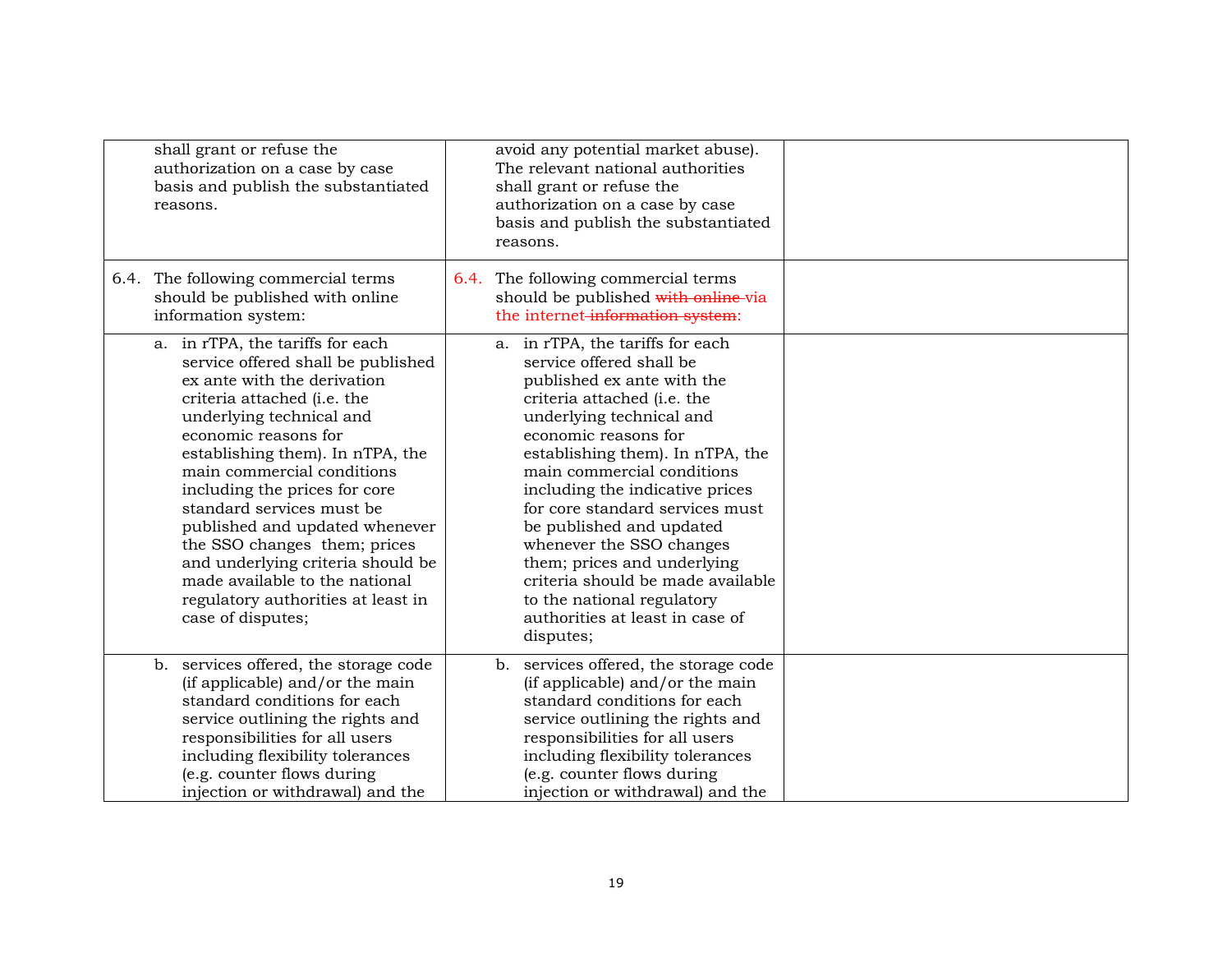| | | |
|---|---|---|
| shall grant or refuse the authorization on a case by case basis and publish the substantiated reasons. | avoid any potential market abuse). The relevant national authorities shall grant or refuse the authorization on a case by case basis and publish the substantiated reasons. | |
| 6.4. The following commercial terms should be published with online information system: | 6.4. The following commercial terms should be published ~~with online~~ via the internet ~~information system~~: | |
| a. in rTPA, the tariffs for each service offered shall be published ex ante with the derivation criteria attached (i.e. the underlying technical and economic reasons for establishing them). In nTPA, the main commercial conditions including the prices for core standard services must be published and updated whenever the SSO changes them; prices and underlying criteria should be made available to the national regulatory authorities at least in case of disputes; | a. in rTPA, the tariffs for each service offered shall be published ex ante with the criteria attached (i.e. the underlying technical and economic reasons for establishing them). In nTPA, the main commercial conditions including the indicative prices for core standard services must be published and updated whenever the SSO changes them; prices and underlying criteria should be made available to the national regulatory authorities at least in case of disputes; | |
| b. services offered, the storage code (if applicable) and/or the main standard conditions for each service outlining the rights and responsibilities for all users including flexibility tolerances (e.g. counter flows during injection or withdrawal) and the | b. services offered, the storage code (if applicable) and/or the main standard conditions for each service outlining the rights and responsibilities for all users including flexibility tolerances (e.g. counter flows during injection or withdrawal) and the | |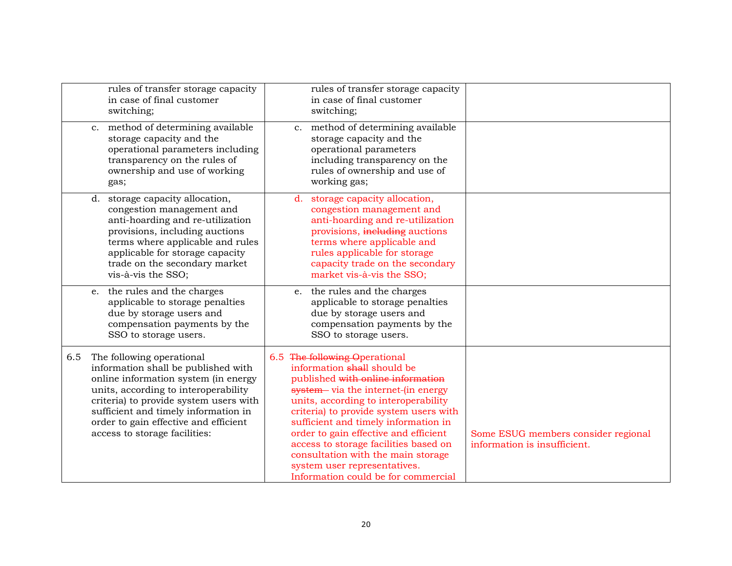| | | |
|---|---|---|
| rules of transfer storage capacity in case of final customer switching; | rules of transfer storage capacity in case of final customer switching; | |
| c. method of determining available storage capacity and the operational parameters including transparency on the rules of ownership and use of working gas; | c. method of determining available storage capacity and the operational parameters including transparency on the rules of ownership and use of working gas; | |
| d. storage capacity allocation, congestion management and anti-hoarding and re-utilization provisions, including auctions terms where applicable and rules applicable for storage capacity trade on the secondary market vis-à-vis the SSO; | d. storage capacity allocation, congestion management and anti-hoarding and re-utilization provisions, ~~including~~ auctions terms where applicable and rules applicable for storage capacity trade on the secondary market vis-à-vis the SSO; | |
| e. the rules and the charges applicable to storage penalties due by storage users and compensation payments by the SSO to storage users. | e. the rules and the charges applicable to storage penalties due by storage users and compensation payments by the SSO to storage users. | |
| 6.5 The following operational information shall be published with online information system (in energy units, according to interoperability criteria) to provide system users with sufficient and timely information in order to gain effective and efficient access to storage facilities: | 6.5 ~~The following O~~Operational information ~~shall~~ should be published ~~with online information system~~ via the internet ~~(~~in energy units, according to interoperability criteria) to provide system users with sufficient and timely information in order to gain effective and efficient access to storage facilities based on consultation with the main storage system user representatives. Information could be for commercial | Some ESUG members consider regional information is insufficient. |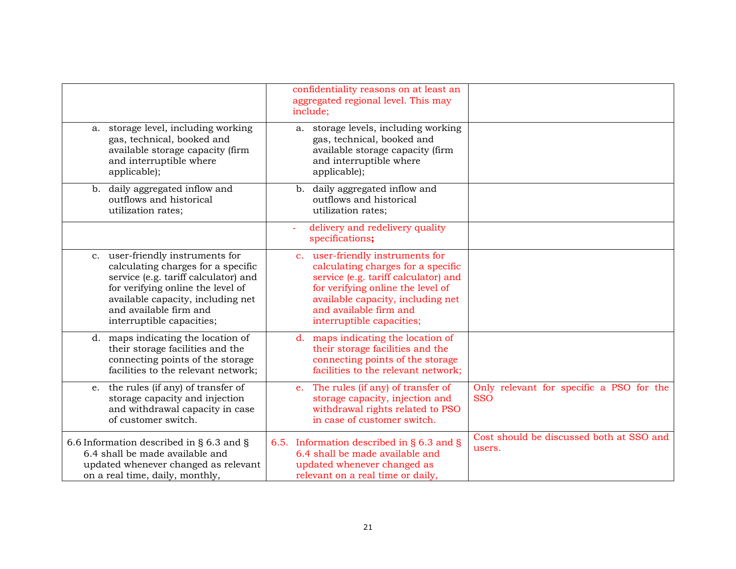| | | |
|---|---|---|
| | confidentiality reasons on at least an aggregated regional level. This may include; | |
| a. storage level, including working gas, technical, booked and available storage capacity (firm and interruptible where applicable); | a. storage levels, including working gas, technical, booked and available storage capacity (firm and interruptible where applicable); | |
| b. daily aggregated inflow and outflows and historical utilization rates; | b. daily aggregated inflow and outflows and historical utilization rates; | |
| | - delivery and redelivery quality specifications**;** | |
| c. user-friendly instruments for calculating charges for a specific service (e.g. tariff calculator) and for verifying online the level of available capacity, including net and available firm and interruptible capacities; | c. user-friendly instruments for calculating charges for a specific service (e.g. tariff calculator) and for verifying online the level of available capacity, including net and available firm and interruptible capacities; | |
| d. maps indicating the location of their storage facilities and the connecting points of the storage facilities to the relevant network; | d. maps indicating the location of their storage facilities and the connecting points of the storage facilities to the relevant network; | |
| e. the rules (if any) of transfer of storage capacity and injection and withdrawal capacity in case of customer switch. | e. The rules (if any) of transfer of storage capacity, injection and withdrawal rights related to PSO in case of customer switch. | Only relevant for specific a PSO for the SSO |
| 6.6 Information described in § 6.3 and § 6.4 shall be made available and updated whenever changed as relevant on a real time, daily, monthly, | 6.5. Information described in § 6.3 and § 6.4 shall be made available and updated whenever changed as relevant on a real time or daily, | Cost should be discussed both at SSO and users. |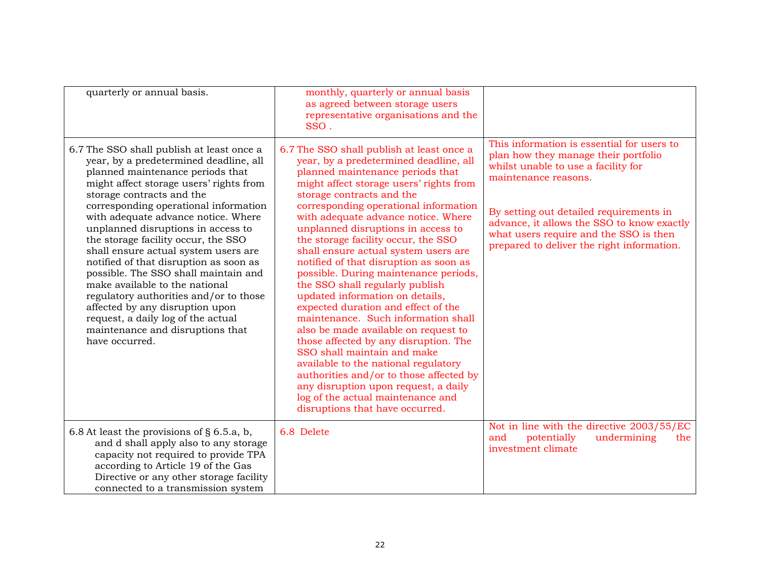| | | |
|---|---|---|
| quarterly or annual basis. | monthly, quarterly or annual basis as agreed between storage users representative organisations and the SSO . | |
| 6.7 The SSO shall publish at least once a year, by a predetermined deadline, all planned maintenance periods that might affect storage users' rights from storage contracts and the corresponding operational information with adequate advance notice. Where unplanned disruptions in access to the storage facility occur, the SSO shall ensure actual system users are notified of that disruption as soon as possible. The SSO shall maintain and make available to the national regulatory authorities and/or to those affected by any disruption upon request, a daily log of the actual maintenance and disruptions that have occurred. | 6.7 The SSO shall publish at least once a year, by a predetermined deadline, all planned maintenance periods that might affect storage users' rights from storage contracts and the corresponding operational information with adequate advance notice. Where unplanned disruptions in access to the storage facility occur, the SSO shall ensure actual system users are notified of that disruption as soon as possible. During maintenance periods, the SSO shall regularly publish updated information on details, expected duration and effect of the maintenance. Such information shall also be made available on request to those affected by any disruption. The SSO shall maintain and make available to the national regulatory authorities and/or to those affected by any disruption upon request, a daily log of the actual maintenance and disruptions that have occurred. | This information is essential for users to plan how they manage their portfolio whilst unable to use a facility for maintenance reasons.<br><br>By setting out detailed requirements in advance, it allows the SSO to know exactly what users require and the SSO is then prepared to deliver the right information. |
| 6.8 At least the provisions of § 6.5.a, b, and d shall apply also to any storage capacity not required to provide TPA according to Article 19 of the Gas Directive or any other storage facility connected to a transmission system | 6.8 Delete | Not in line with the directive 2003/55/EC and potentially undermining the investment climate |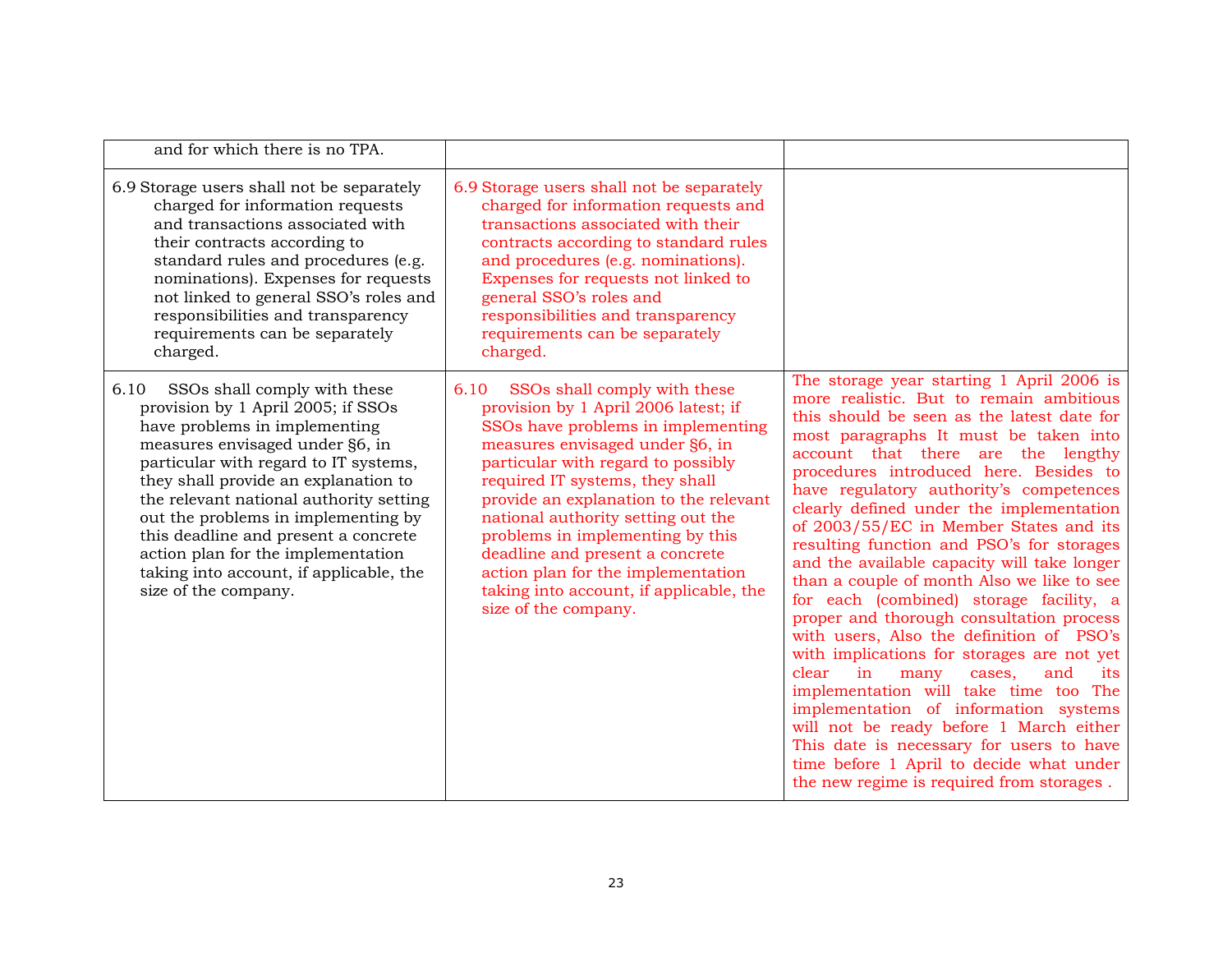| | | |
|---|---|---|
| and for which there is no TPA. | | |
| 6.9 Storage users shall not be separately charged for information requests and transactions associated with their contracts according to standard rules and procedures (e.g. nominations). Expenses for requests not linked to general SSO's roles and responsibilities and transparency requirements can be separately charged. | 6.9 Storage users shall not be separately charged for information requests and transactions associated with their contracts according to standard rules and procedures (e.g. nominations). Expenses for requests not linked to general SSO's roles and responsibilities and transparency requirements can be separately charged. | |
| 6.10 SSOs shall comply with these provision by 1 April 2005; if SSOs have problems in implementing measures envisaged under §6, in particular with regard to IT systems, they shall provide an explanation to the relevant national authority setting out the problems in implementing by this deadline and present a concrete action plan for the implementation taking into account, if applicable, the size of the company. | 6.10 SSOs shall comply with these provision by 1 April 2006 latest; if SSOs have problems in implementing measures envisaged under §6, in particular with regard to possibly required IT systems, they shall provide an explanation to the relevant national authority setting out the problems in implementing by this deadline and present a concrete action plan for the implementation taking into account, if applicable, the size of the company. | The storage year starting 1 April 2006 is more realistic. But to remain ambitious this should be seen as the latest date for most paragraphs It must be taken into account that there are the lengthy procedures introduced here. Besides to have regulatory authority's competences clearly defined under the implementation of 2003/55/EC in Member States and its resulting function and PSO's for storages and the available capacity will take longer than a couple of month Also we like to see for each (combined) storage facility, a proper and thorough consultation process with users, Also the definition of PSO's with implications for storages are not yet clear in many cases, and its implementation will take time too The implementation of information systems will not be ready before 1 March either This date is necessary for users to have time before 1 April to decide what under the new regime is required from storages . |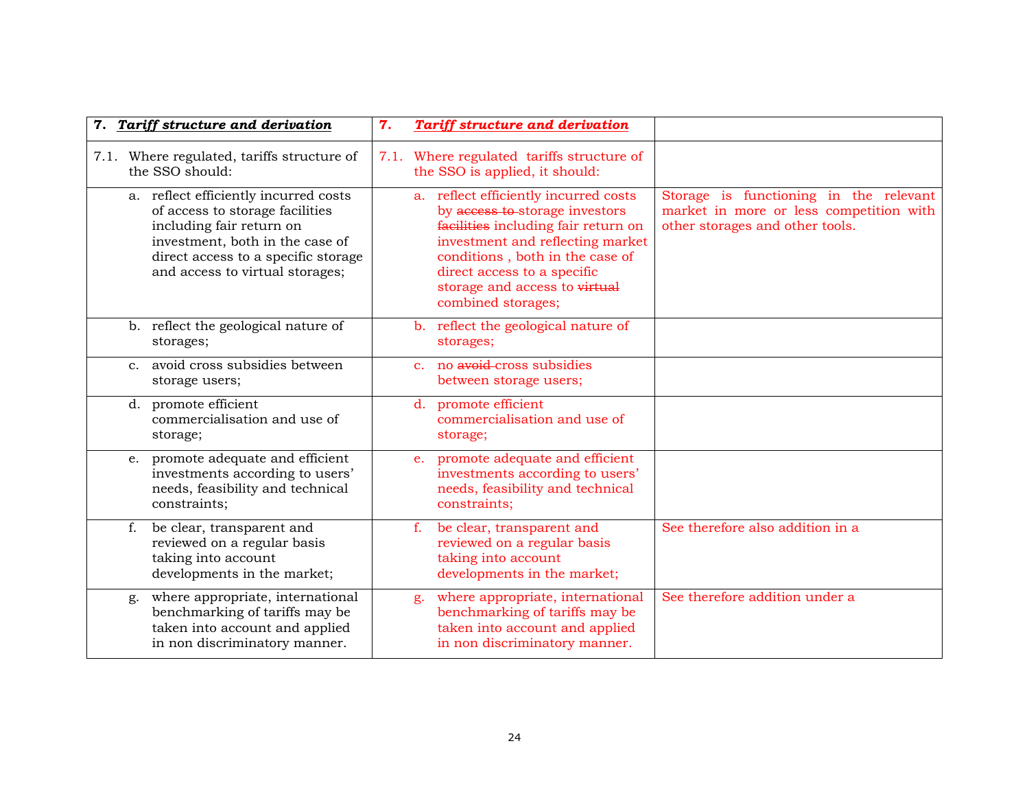| 7. ***Tariff structure and derivation*** | 7. ***Tariff structure and derivation*** | |
|---|---|---|
| 7.1. Where regulated, tariffs structure of the SSO should: | 7.1. Where regulated tariffs structure of the SSO is applied, it should: | |
| a. reflect efficiently incurred costs of access to storage facilities including fair return on investment, both in the case of direct access to a specific storage and access to virtual storages; | a. reflect efficiently incurred costs by ~~access to~~ storage investors ~~facilities~~ including fair return on investment and reflecting market conditions , both in the case of direct access to a specific storage and access to ~~virtual~~ combined storages; | Storage is functioning in the relevant market in more or less competition with other storages and other tools. |
| b. reflect the geological nature of storages; | b. reflect the geological nature of storages; | |
| c. avoid cross subsidies between storage users; | c. no ~~avoid~~ cross subsidies between storage users; | |
| d. promote efficient commercialisation and use of storage; | d. promote efficient commercialisation and use of storage; | |
| e. promote adequate and efficient investments according to users' needs, feasibility and technical constraints; | e. promote adequate and efficient investments according to users' needs, feasibility and technical constraints; | |
| f. be clear, transparent and reviewed on a regular basis taking into account developments in the market; | f. be clear, transparent and reviewed on a regular basis taking into account developments in the market; | See therefore also addition in a |
| g. where appropriate, international benchmarking of tariffs may be taken into account and applied in non discriminatory manner. | g. where appropriate, international benchmarking of tariffs may be taken into account and applied in non discriminatory manner. | See therefore addition under a |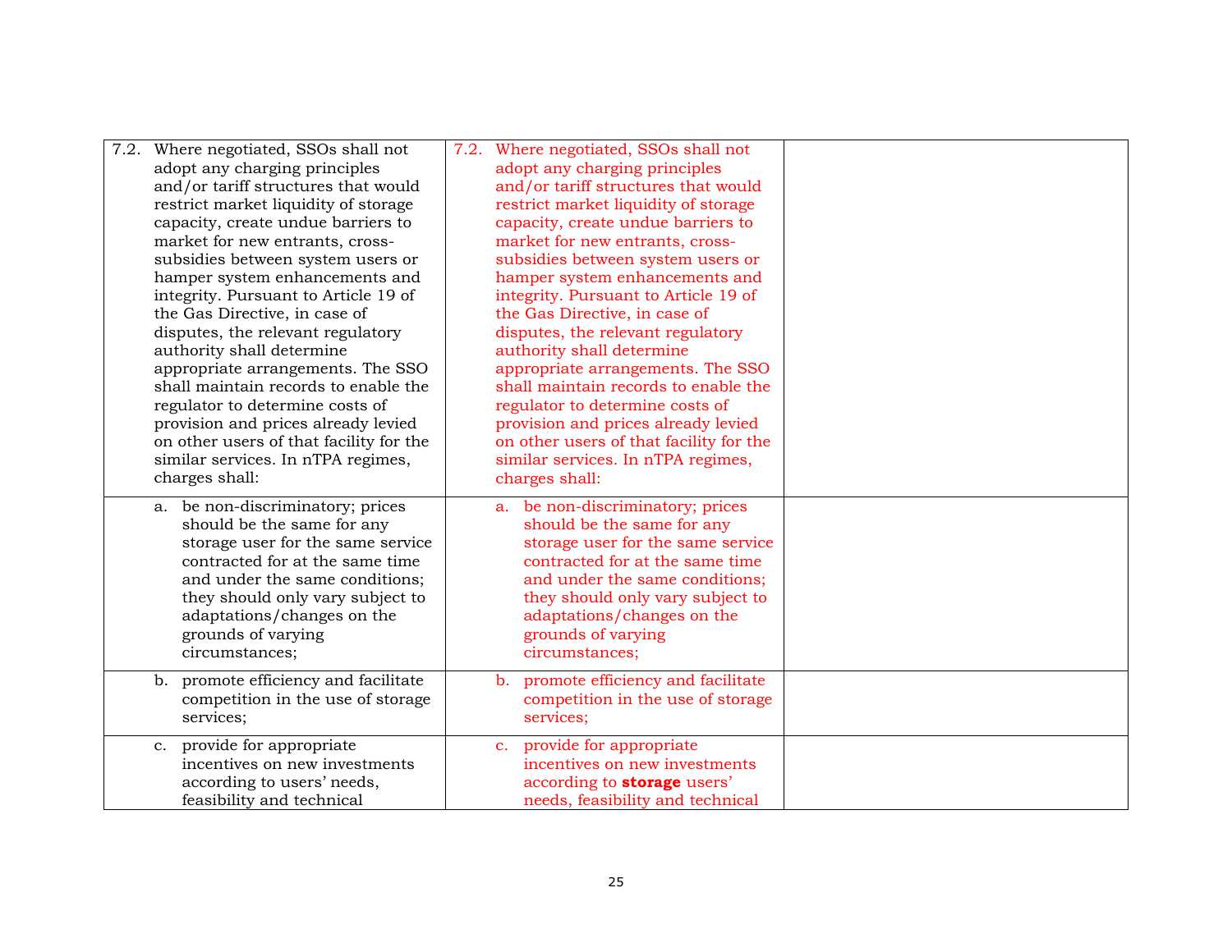| | | |
|---|---|---|
| 7.2. Where negotiated, SSOs shall not adopt any charging principles and/or tariff structures that would restrict market liquidity of storage capacity, create undue barriers to market for new entrants, cross-subsidies between system users or hamper system enhancements and integrity. Pursuant to Article 19 of the Gas Directive, in case of disputes, the relevant regulatory authority shall determine appropriate arrangements. The SSO shall maintain records to enable the regulator to determine costs of provision and prices already levied on other users of that facility for the similar services. In nTPA regimes, charges shall: | 7.2. Where negotiated, SSOs shall not adopt any charging principles and/or tariff structures that would restrict market liquidity of storage capacity, create undue barriers to market for new entrants, cross-subsidies between system users or hamper system enhancements and integrity. Pursuant to Article 19 of the Gas Directive, in case of disputes, the relevant regulatory authority shall determine appropriate arrangements. The SSO shall maintain records to enable the regulator to determine costs of provision and prices already levied on other users of that facility for the similar services. In nTPA regimes, charges shall: | |
| a. be non-discriminatory; prices should be the same for any storage user for the same service contracted for at the same time and under the same conditions; they should only vary subject to adaptations/changes on the grounds of varying circumstances; | a. be non-discriminatory; prices should be the same for any storage user for the same service contracted for at the same time and under the same conditions; they should only vary subject to adaptations/changes on the grounds of varying circumstances; | |
| b. promote efficiency and facilitate competition in the use of storage services; | b. promote efficiency and facilitate competition in the use of storage services; | |
| c. provide for appropriate incentives on new investments according to users' needs, feasibility and technical | c. provide for appropriate incentives on new investments according to **storage** users' needs, feasibility and technical | |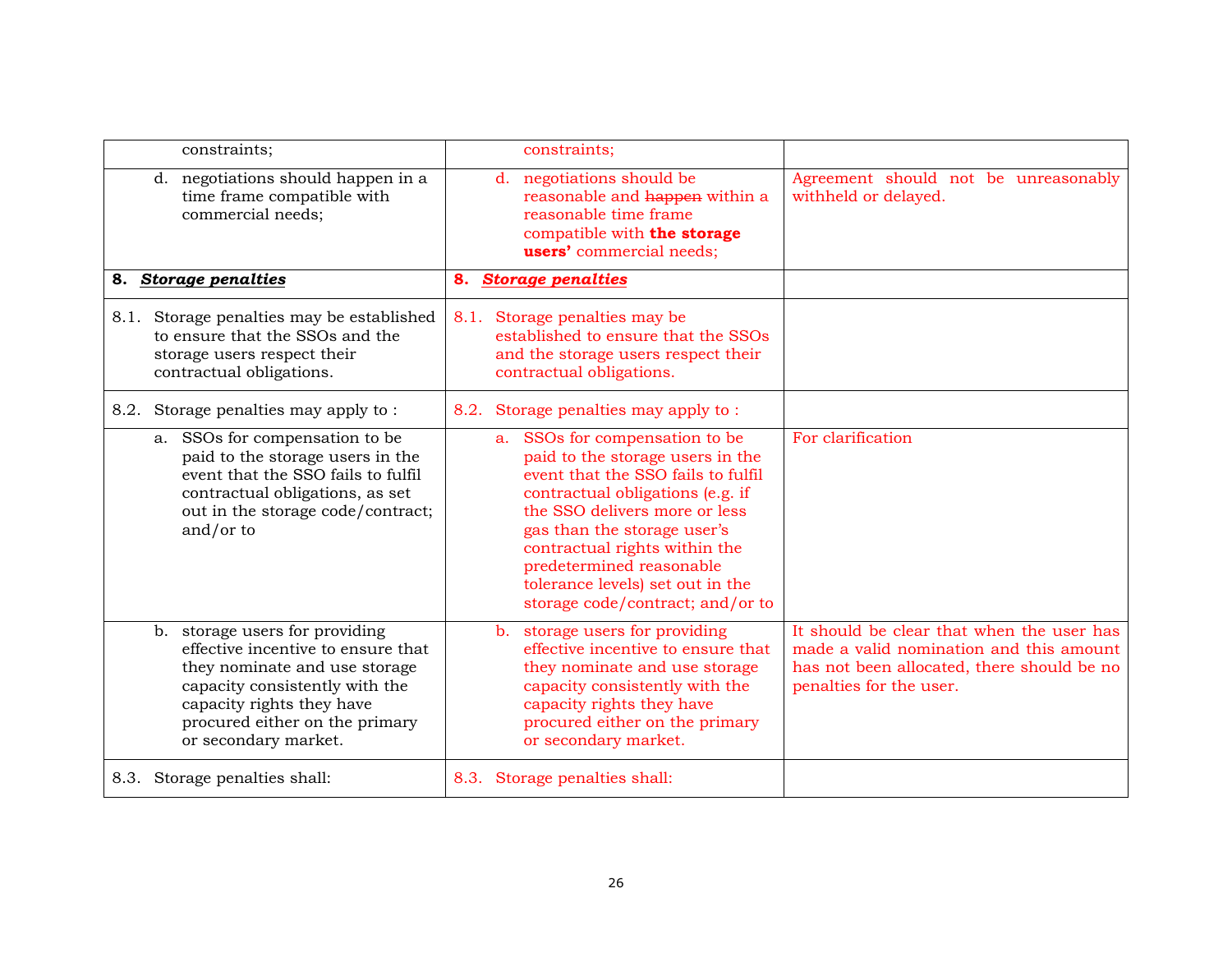| | | |
|---|---|---|
| constraints; | constraints; | |
| d. negotiations should happen in a time frame compatible with commercial needs; | d. negotiations should be reasonable and ~~happen~~ within a reasonable time frame compatible with **the storage users'** commercial needs; | Agreement should not be unreasonably withheld or delayed. |
| **8. *Storage penalties*** | **8. *Storage penalties*** | |
| 8.1. Storage penalties may be established to ensure that the SSOs and the storage users respect their contractual obligations. | 8.1. Storage penalties may be established to ensure that the SSOs and the storage users respect their contractual obligations. | |
| 8.2. Storage penalties may apply to : | 8.2. Storage penalties may apply to : | |
| a. SSOs for compensation to be paid to the storage users in the event that the SSO fails to fulfil contractual obligations, as set out in the storage code/contract; and/or to | a. SSOs for compensation to be paid to the storage users in the event that the SSO fails to fulfil contractual obligations (e.g. if the SSO delivers more or less gas than the storage user's contractual rights within the predetermined reasonable tolerance levels) set out in the storage code/contract; and/or to | For clarification |
| b. storage users for providing effective incentive to ensure that they nominate and use storage capacity consistently with the capacity rights they have procured either on the primary or secondary market. | b. storage users for providing effective incentive to ensure that they nominate and use storage capacity consistently with the capacity rights they have procured either on the primary or secondary market. | It should be clear that when the user has made a valid nomination and this amount has not been allocated, there should be no penalties for the user. |
| 8.3. Storage penalties shall: | 8.3. Storage penalties shall: | |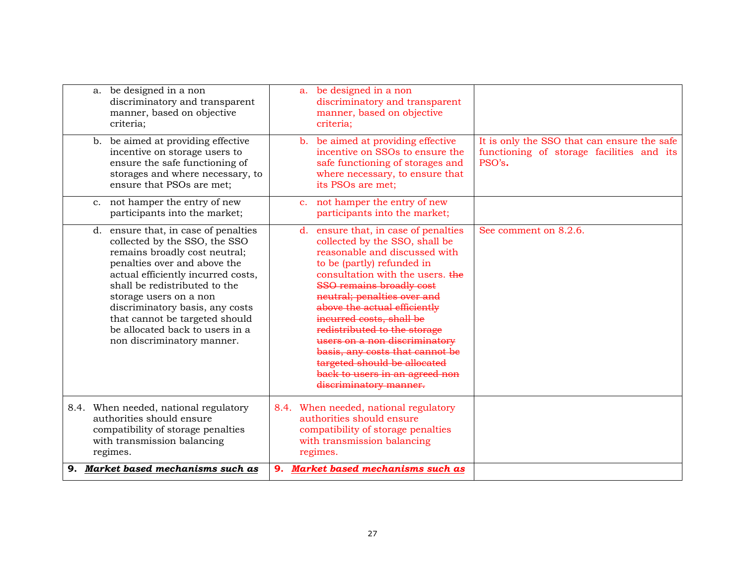| | | |
|---|---|---|
| a. be designed in a non discriminatory and transparent manner, based on objective criteria; | a. be designed in a non discriminatory and transparent manner, based on objective criteria; | |
| b. be aimed at providing effective incentive on storage users to ensure the safe functioning of storages and where necessary, to ensure that PSOs are met; | b. be aimed at providing effective incentive on SSOs to ensure the safe functioning of storages and where necessary, to ensure that its PSOs are met; | It is only the SSO that can ensure the safe functioning of storage facilities and its PSO's**.** |
| c. not hamper the entry of new participants into the market; | c. not hamper the entry of new participants into the market; | |
| d. ensure that, in case of penalties collected by the SSO, the SSO remains broadly cost neutral; penalties over and above the actual efficiently incurred costs, shall be redistributed to the storage users on a non discriminatory basis, any costs that cannot be targeted should be allocated back to users in a non discriminatory manner. | d. ensure that, in case of penalties collected by the SSO, shall be reasonable and discussed with to be (partly) refunded in consultation with the users. ~~the SSO remains broadly cost neutral; penalties over and above the actual efficiently incurred costs, shall be redistributed to the storage users on a non discriminatory basis, any costs that cannot be targeted should be allocated back to users in an agreed non discriminatory manner.~~ | See comment on 8.2.6. |
| 8.4. When needed, national regulatory authorities should ensure compatibility of storage penalties with transmission balancing regimes. | 8.4. When needed, national regulatory authorities should ensure compatibility of storage penalties with transmission balancing regimes. | |
| **9. *Market based mechanisms such as*** | **9. *Market based mechanisms such as*** | |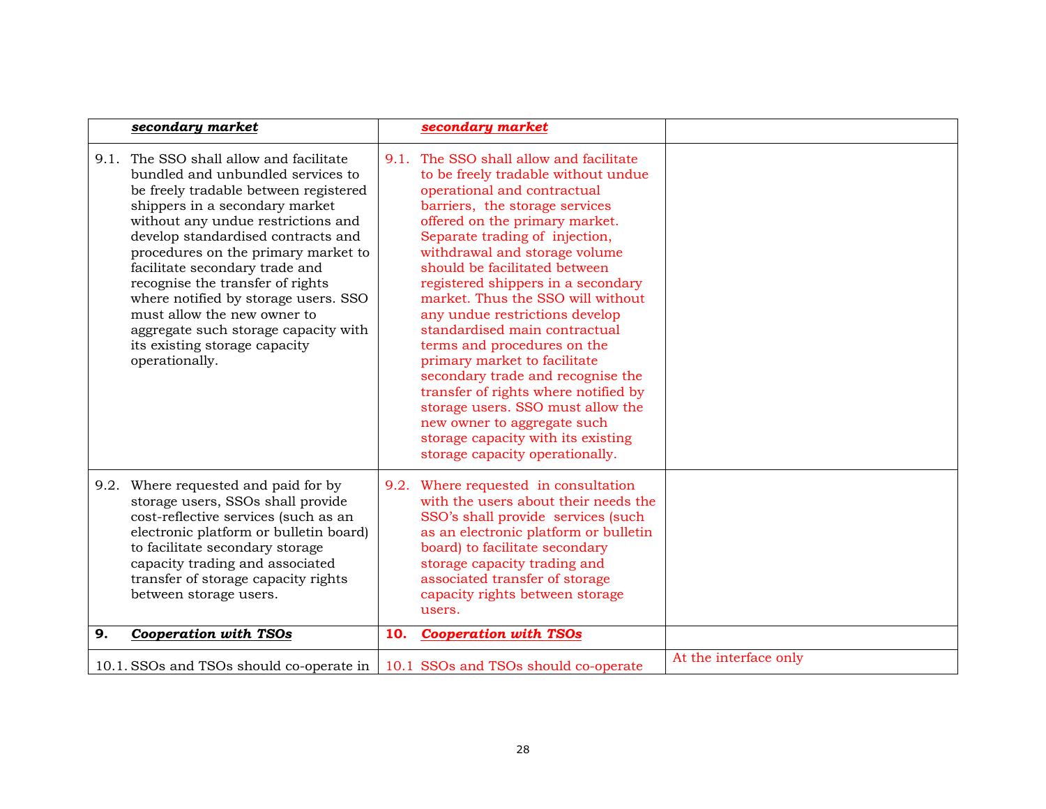| ***secondary market*** | ***secondary market*** | |
|---|---|---|
| 9.1. The SSO shall allow and facilitate bundled and unbundled services to be freely tradable between registered shippers in a secondary market without any undue restrictions and develop standardised contracts and procedures on the primary market to facilitate secondary trade and recognise the transfer of rights where notified by storage users. SSO must allow the new owner to aggregate such storage capacity with its existing storage capacity operationally. | 9.1. The SSO shall allow and facilitate to be freely tradable without undue operational and contractual barriers, the storage services offered on the primary market. Separate trading of injection, withdrawal and storage volume should be facilitated between registered shippers in a secondary market. Thus the SSO will without any undue restrictions develop standardised main contractual terms and procedures on the primary market to facilitate secondary trade and recognise the transfer of rights where notified by storage users. SSO must allow the new owner to aggregate such storage capacity with its existing storage capacity operationally. | |
| 9.2. Where requested and paid for by storage users, SSOs shall provide cost-reflective services (such as an electronic platform or bulletin board) to facilitate secondary storage capacity trading and associated transfer of storage capacity rights between storage users. | 9.2. Where requested in consultation with the users about their needs the SSO's shall provide services (such as an electronic platform or bulletin board) to facilitate secondary storage capacity trading and associated transfer of storage capacity rights between storage users. | |
| **9. *Cooperation with TSOs*** | **10. *Cooperation with TSOs*** | |
| 10.1. SSOs and TSOs should co-operate in | 10.1 SSOs and TSOs should co-operate | At the interface only |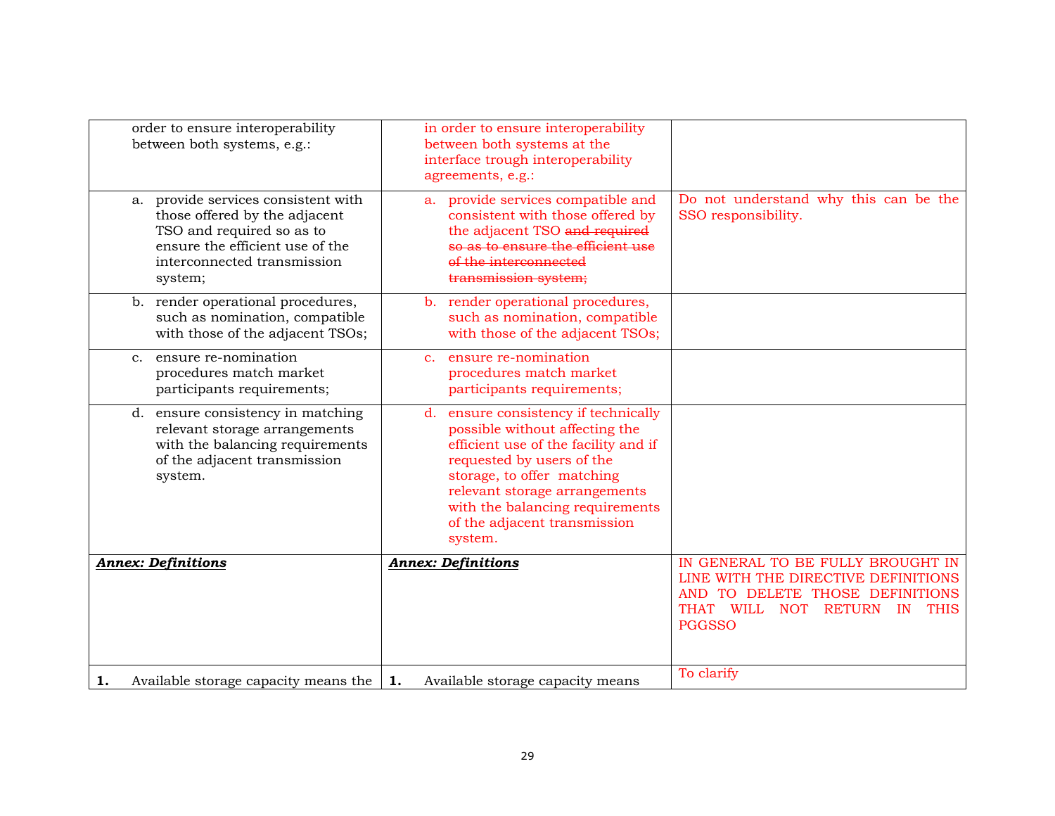| | | |
|---|---|---|
| order to ensure interoperability between both systems, e.g.: | in order to ensure interoperability between both systems at the interface trough interoperability agreements, e.g.: | |
| a. provide services consistent with those offered by the adjacent TSO and required so as to ensure the efficient use of the interconnected transmission system; | a. provide services compatible and consistent with those offered by the adjacent TSO ~~and required so as to ensure the efficient use of the interconnected transmission system;~~ | Do not understand why this can be the SSO responsibility. |
| b. render operational procedures, such as nomination, compatible with those of the adjacent TSOs; | b. render operational procedures, such as nomination, compatible with those of the adjacent TSOs; | |
| c. ensure re-nomination procedures match market participants requirements; | c. ensure re-nomination procedures match market participants requirements; | |
| d. ensure consistency in matching relevant storage arrangements with the balancing requirements of the adjacent transmission system. | d. ensure consistency if technically possible without affecting the efficient use of the facility and if requested by users of the storage, to offer matching relevant storage arrangements with the balancing requirements of the adjacent transmission system. | |
| ***Annex: Definitions*** | ***Annex: Definitions*** | IN GENERAL TO BE FULLY BROUGHT IN LINE WITH THE DIRECTIVE DEFINITIONS AND TO DELETE THOSE DEFINITIONS THAT WILL NOT RETURN IN THIS PGGSSO |
| **1.** Available storage capacity means the | **1.** Available storage capacity means | To clarify |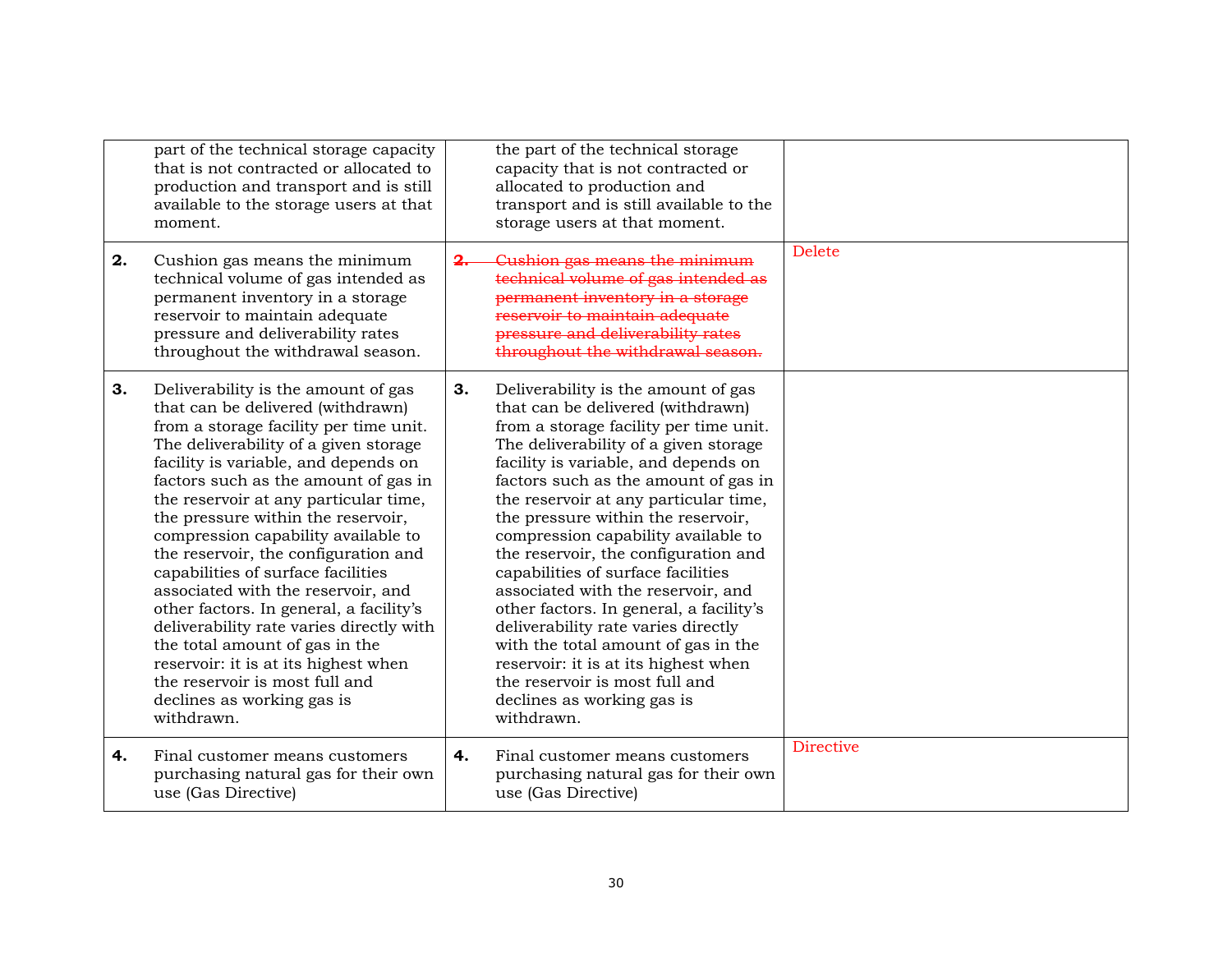| | | |
|---|---|---|
| part of the technical storage capacity that is not contracted or allocated to production and transport and is still available to the storage users at that moment. | the part of the technical storage capacity that is not contracted or allocated to production and transport and is still available to the storage users at that moment. | |
| **2.** Cushion gas means the minimum technical volume of gas intended as permanent inventory in a storage reservoir to maintain adequate pressure and deliverability rates throughout the withdrawal season. | ~~2. Cushion gas means the minimum technical volume of gas intended as permanent inventory in a storage reservoir to maintain adequate pressure and deliverability rates throughout the withdrawal season.~~ | Delete |
| **3.** Deliverability is the amount of gas that can be delivered (withdrawn) from a storage facility per time unit. The deliverability of a given storage facility is variable, and depends on factors such as the amount of gas in the reservoir at any particular time, the pressure within the reservoir, compression capability available to the reservoir, the configuration and capabilities of surface facilities associated with the reservoir, and other factors. In general, a facility's deliverability rate varies directly with the total amount of gas in the reservoir: it is at its highest when the reservoir is most full and declines as working gas is withdrawn. | **3.** Deliverability is the amount of gas that can be delivered (withdrawn) from a storage facility per time unit. The deliverability of a given storage facility is variable, and depends on factors such as the amount of gas in the reservoir at any particular time, the pressure within the reservoir, compression capability available to the reservoir, the configuration and capabilities of surface facilities associated with the reservoir, and other factors. In general, a facility's deliverability rate varies directly with the total amount of gas in the reservoir: it is at its highest when the reservoir is most full and declines as working gas is withdrawn. | |
| **4.** Final customer means customers purchasing natural gas for their own use (Gas Directive) | **4.** Final customer means customers purchasing natural gas for their own use (Gas Directive) | Directive |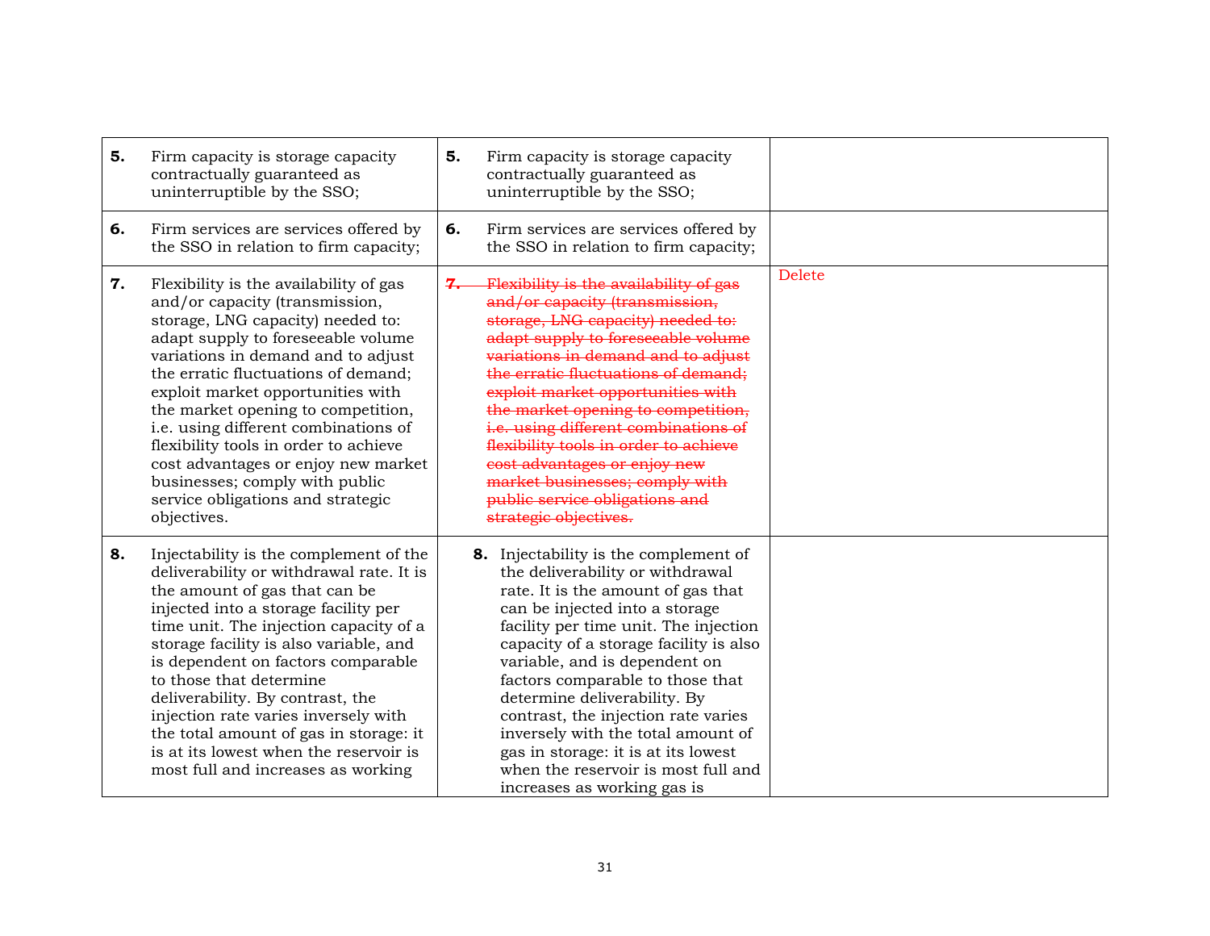| | | |
|---|---|---|
| **5.** Firm capacity is storage capacity contractually guaranteed as uninterruptible by the SSO; | **5.** Firm capacity is storage capacity contractually guaranteed as uninterruptible by the SSO; | |
| **6.** Firm services are services offered by the SSO in relation to firm capacity; | **6.** Firm services are services offered by the SSO in relation to firm capacity; | |
| **7.** Flexibility is the availability of gas and/or capacity (transmission, storage, LNG capacity) needed to: adapt supply to foreseeable volume variations in demand and to adjust the erratic fluctuations of demand; exploit market opportunities with the market opening to competition, i.e. using different combinations of flexibility tools in order to achieve cost advantages or enjoy new market businesses; comply with public service obligations and strategic objectives. | ~~7. Flexibility is the availability of gas and/or capacity (transmission, storage, LNG capacity) needed to: adapt supply to foreseeable volume variations in demand and to adjust the erratic fluctuations of demand; exploit market opportunities with the market opening to competition, i.e. using different combinations of flexibility tools in order to achieve cost advantages or enjoy new market businesses; comply with public service obligations and strategic objectives.~~ | Delete |
| **8.** Injectability is the complement of the deliverability or withdrawal rate. It is the amount of gas that can be injected into a storage facility per time unit. The injection capacity of a storage facility is also variable, and is dependent on factors comparable to those that determine deliverability. By contrast, the injection rate varies inversely with the total amount of gas in storage: it is at its lowest when the reservoir is most full and increases as working | **8.** Injectability is the complement of the deliverability or withdrawal rate. It is the amount of gas that can be injected into a storage facility per time unit. The injection capacity of a storage facility is also variable, and is dependent on factors comparable to those that determine deliverability. By contrast, the injection rate varies inversely with the total amount of gas in storage: it is at its lowest when the reservoir is most full and increases as working gas is | |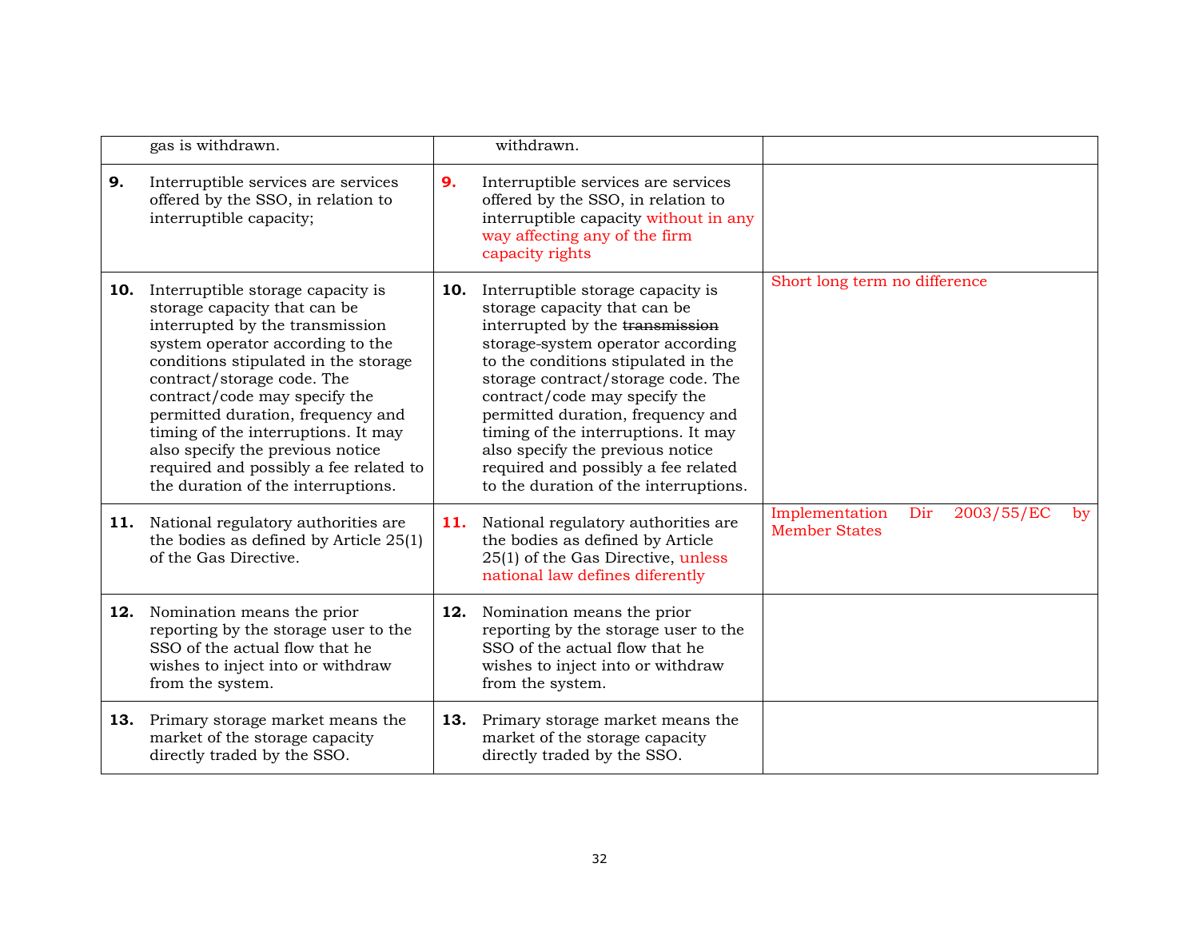| | | |
|---|---|---|
| gas is withdrawn. | withdrawn. | |
| **9.** Interruptible services are services offered by the SSO, in relation to interruptible capacity; | **9.** Interruptible services are services offered by the SSO, in relation to interruptible capacity without in any way affecting any of the firm capacity rights | |
| **10.** Interruptible storage capacity is storage capacity that can be interrupted by the transmission system operator according to the conditions stipulated in the storage contract/storage code. The contract/code may specify the permitted duration, frequency and timing of the interruptions. It may also specify the previous notice required and possibly a fee related to the duration of the interruptions. | **10.** Interruptible storage capacity is storage capacity that can be interrupted by the ~~transmission~~ storage-system operator according to the conditions stipulated in the storage contract/storage code. The contract/code may specify the permitted duration, frequency and timing of the interruptions. It may also specify the previous notice required and possibly a fee related to the duration of the interruptions. | Short long term no difference |
| **11.** National regulatory authorities are the bodies as defined by Article 25(1) of the Gas Directive. | **11.** National regulatory authorities are the bodies as defined by Article 25(1) of the Gas Directive, unless national law defines diferently | Implementation Dir 2003/55/EC by Member States |
| **12.** Nomination means the prior reporting by the storage user to the SSO of the actual flow that he wishes to inject into or withdraw from the system. | **12.** Nomination means the prior reporting by the storage user to the SSO of the actual flow that he wishes to inject into or withdraw from the system. | |
| **13.** Primary storage market means the market of the storage capacity directly traded by the SSO. | **13.** Primary storage market means the market of the storage capacity directly traded by the SSO. | |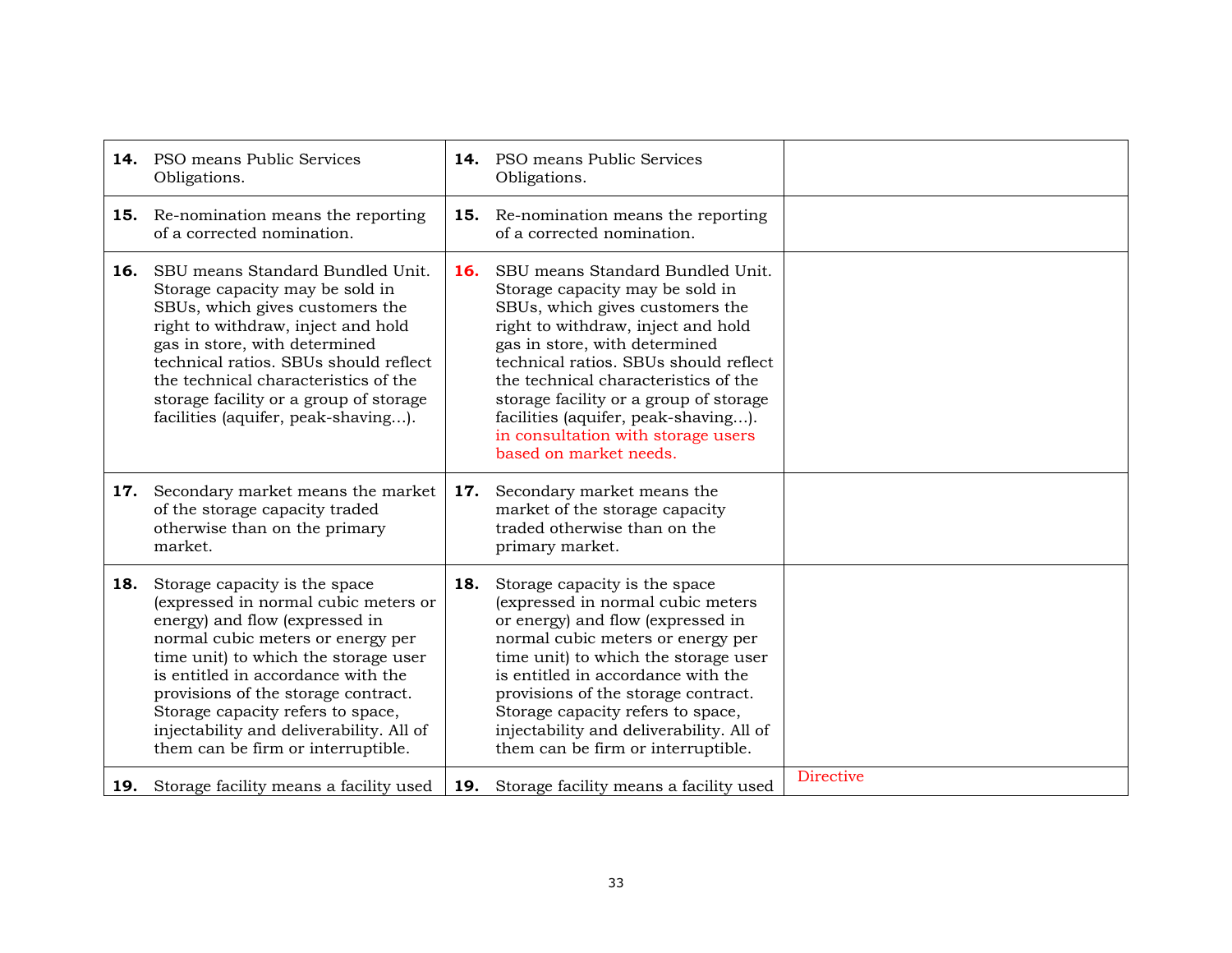| | | |
|---|---|---|
| **14.** PSO means Public Services Obligations. | **14.** PSO means Public Services Obligations. | |
| **15.** Re-nomination means the reporting of a corrected nomination. | **15.** Re-nomination means the reporting of a corrected nomination. | |
| **16.** SBU means Standard Bundled Unit. Storage capacity may be sold in SBUs, which gives customers the right to withdraw, inject and hold gas in store, with determined technical ratios. SBUs should reflect the technical characteristics of the storage facility or a group of storage facilities (aquifer, peak-shaving…). | **16.** SBU means Standard Bundled Unit. Storage capacity may be sold in SBUs, which gives customers the right to withdraw, inject and hold gas in store, with determined technical ratios. SBUs should reflect the technical characteristics of the storage facility or a group of storage facilities (aquifer, peak-shaving…). in consultation with storage users based on market needs. | |
| **17.** Secondary market means the market of the storage capacity traded otherwise than on the primary market. | **17.** Secondary market means the market of the storage capacity traded otherwise than on the primary market. | |
| **18.** Storage capacity is the space (expressed in normal cubic meters or energy) and flow (expressed in normal cubic meters or energy per time unit) to which the storage user is entitled in accordance with the provisions of the storage contract. Storage capacity refers to space, injectability and deliverability. All of them can be firm or interruptible. | **18.** Storage capacity is the space (expressed in normal cubic meters or energy) and flow (expressed in normal cubic meters or energy per time unit) to which the storage user is entitled in accordance with the provisions of the storage contract. Storage capacity refers to space, injectability and deliverability. All of them can be firm or interruptible. | |
| **19.** Storage facility means a facility used | **19.** Storage facility means a facility used | Directive |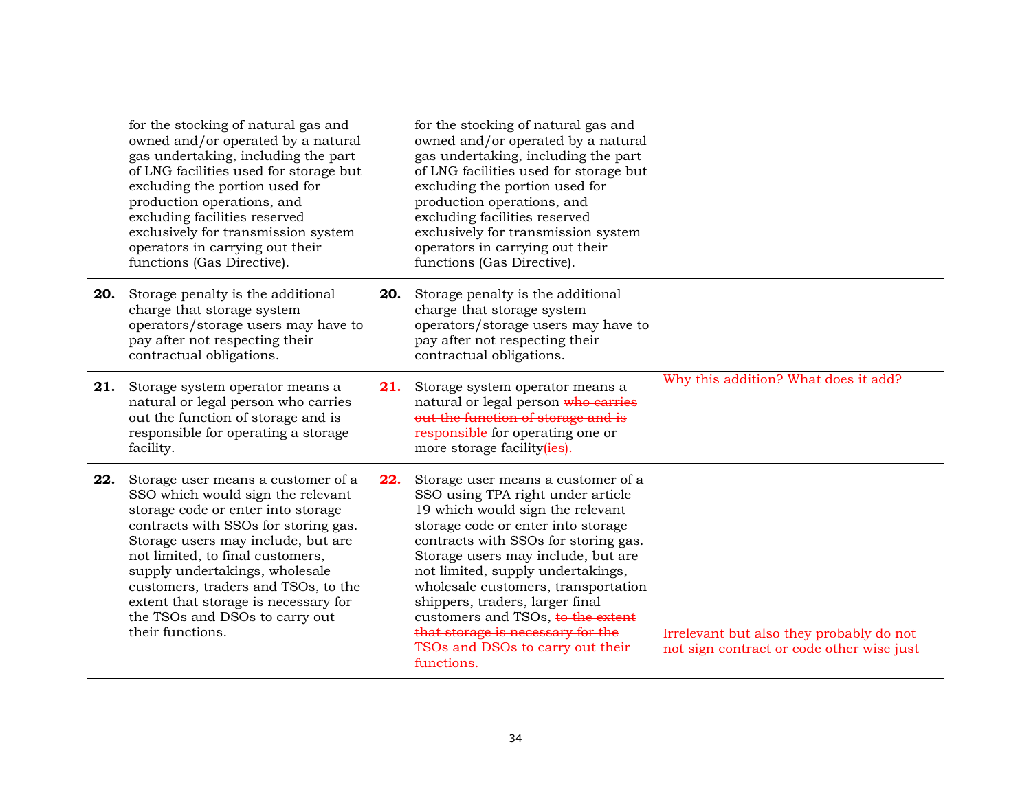| | | |
|---|---|---|
| for the stocking of natural gas and owned and/or operated by a natural gas undertaking, including the part of LNG facilities used for storage but excluding the portion used for production operations, and excluding facilities reserved exclusively for transmission system operators in carrying out their functions (Gas Directive). | for the stocking of natural gas and owned and/or operated by a natural gas undertaking, including the part of LNG facilities used for storage but excluding the portion used for production operations, and excluding facilities reserved exclusively for transmission system operators in carrying out their functions (Gas Directive). | |
| **20.** Storage penalty is the additional charge that storage system operators/storage users may have to pay after not respecting their contractual obligations. | **20.** Storage penalty is the additional charge that storage system operators/storage users may have to pay after not respecting their contractual obligations. | |
| **21.** Storage system operator means a natural or legal person who carries out the function of storage and is responsible for operating a storage facility. | **21.** Storage system operator means a natural or legal person ~~who carries out the function of storage and is~~ responsible for operating one or more storage facility(ies). | Why this addition? What does it add? |
| **22.** Storage user means a customer of a SSO which would sign the relevant storage code or enter into storage contracts with SSOs for storing gas. Storage users may include, but are not limited, to final customers, supply undertakings, wholesale customers, traders and TSOs, to the extent that storage is necessary for the TSOs and DSOs to carry out their functions. | **22.** Storage user means a customer of a SSO using TPA right under article 19 which would sign the relevant storage code or enter into storage contracts with SSOs for storing gas. Storage users may include, but are not limited, supply undertakings, wholesale customers, transportation shippers, traders, larger final customers and TSOs, ~~to the extent that storage is necessary for the TSOs and DSOs to carry out their functions.~~ | Irrelevant but also they probably do not not sign contract or code other wise just |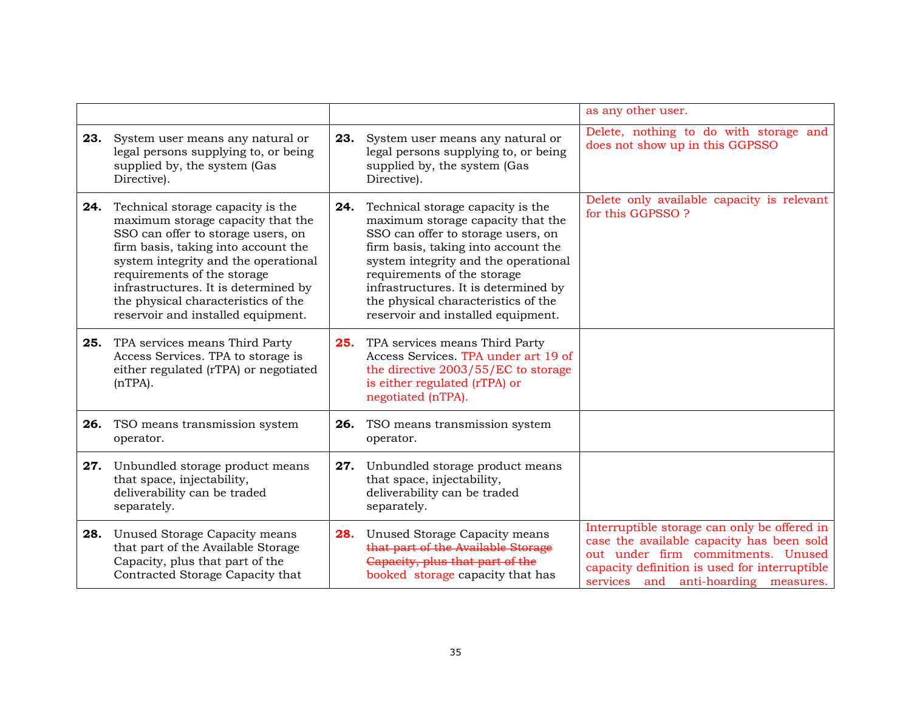| | | |
|---|---|---|
| | | as any other user. |
| **23.** System user means any natural or legal persons supplying to, or being supplied by, the system (Gas Directive). | **23.** System user means any natural or legal persons supplying to, or being supplied by, the system (Gas Directive). | Delete, nothing to do with storage and does not show up in this GGPSSO |
| **24.** Technical storage capacity is the maximum storage capacity that the SSO can offer to storage users, on firm basis, taking into account the system integrity and the operational requirements of the storage infrastructures. It is determined by the physical characteristics of the reservoir and installed equipment. | **24.** Technical storage capacity is the maximum storage capacity that the SSO can offer to storage users, on firm basis, taking into account the system integrity and the operational requirements of the storage infrastructures. It is determined by the physical characteristics of the reservoir and installed equipment. | Delete only available capacity is relevant for this GGPSSO ? |
| **25.** TPA services means Third Party Access Services. TPA to storage is either regulated (rTPA) or negotiated (nTPA). | **25.** TPA services means Third Party Access Services. TPA under art 19 of the directive 2003/55/EC to storage is either regulated (rTPA) or negotiated (nTPA). | |
| **26.** TSO means transmission system operator. | **26.** TSO means transmission system operator. | |
| **27.** Unbundled storage product means that space, injectability, deliverability can be traded separately. | **27.** Unbundled storage product means that space, injectability, deliverability can be traded separately. | |
| **28.** Unused Storage Capacity means that part of the Available Storage Capacity, plus that part of the Contracted Storage Capacity that | **28.** Unused Storage Capacity means ~~that part of the Available Storage Capacity, plus that part of the~~ booked storage capacity that has | Interruptible storage can only be offered in case the available capacity has been sold out under firm commitments. Unused capacity definition is used for interruptible services and anti-hoarding measures. |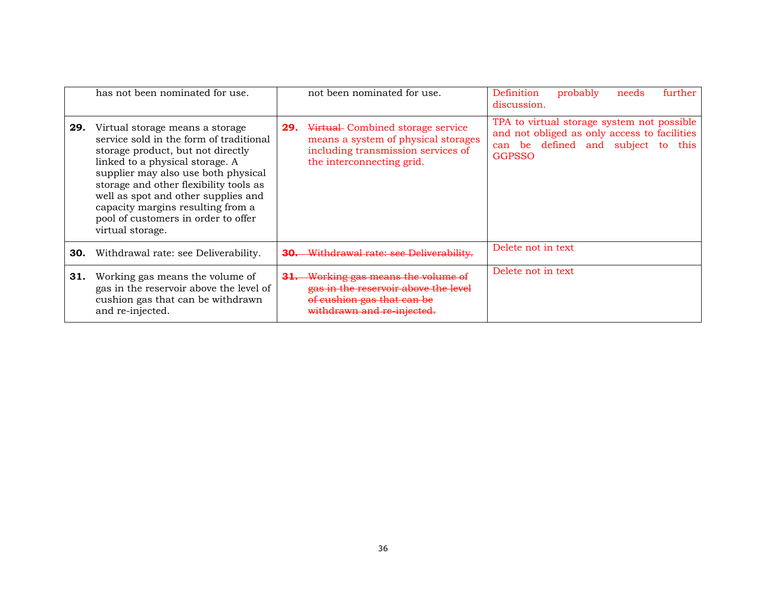| | | |
|---|---|---|
| has not been nominated for use. | not been nominated for use. | Definition probably needs further discussion. |
| **29.** Virtual storage means a storage service sold in the form of traditional storage product, but not directly linked to a physical storage. A supplier may also use both physical storage and other flexibility tools as well as spot and other supplies and capacity margins resulting from a pool of customers in order to offer virtual storage. | **29.** ~~Virtual~~ Combined storage service means a system of physical storages including transmission services of the interconnecting grid. | TPA to virtual storage system not possible and not obliged as only access to facilities can be defined and subject to this GGPSSO |
| **30.** Withdrawal rate: see Deliverability. | ~~**30.** Withdrawal rate: see Deliverability.~~ | Delete not in text |
| **31.** Working gas means the volume of gas in the reservoir above the level of cushion gas that can be withdrawn and re-injected. | ~~**31.** Working gas means the volume of gas in the reservoir above the level of cushion gas that can be withdrawn and re-injected.~~ | Delete not in text |